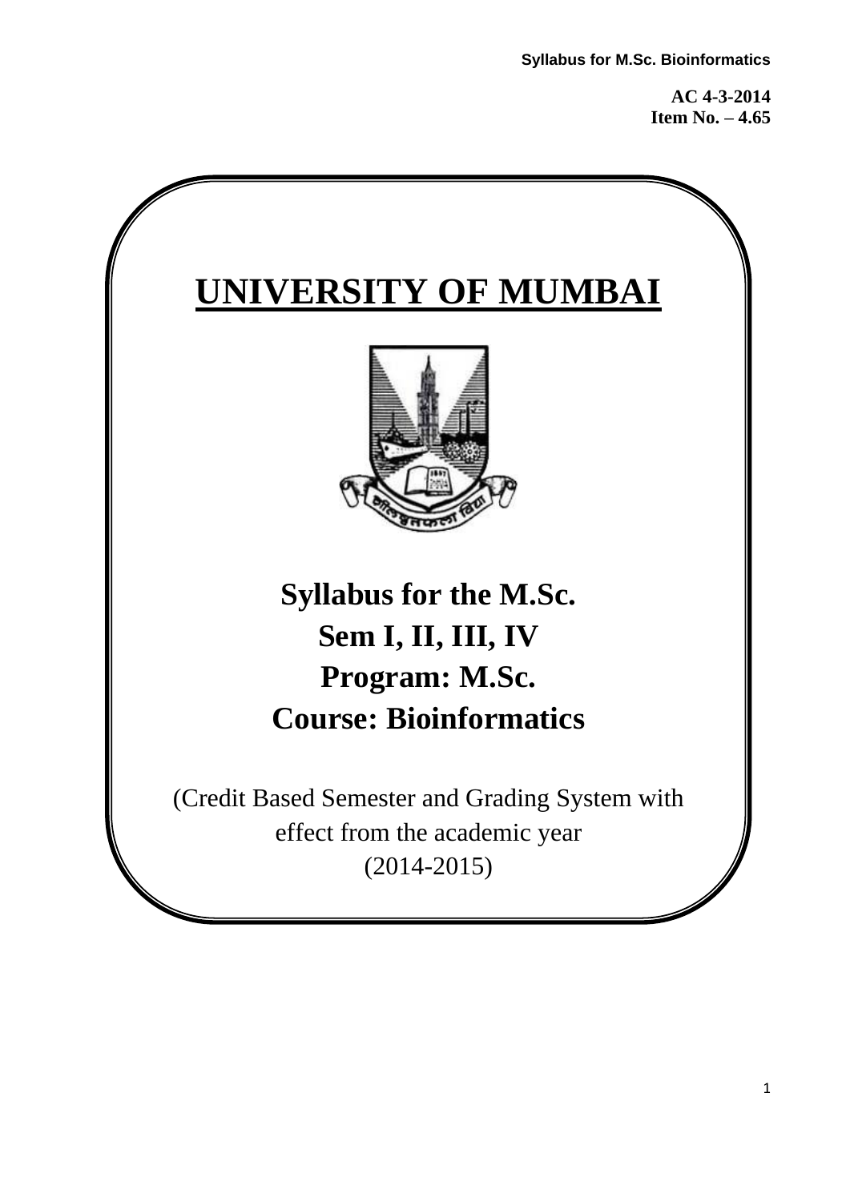**AC 4-3-2014**
**Item No. – 4.65**

# UNIVERSITY OF MUMBAI

## Syllabus for the M.Sc.
## Sem I, II, III, IV
## Program: M.Sc.
## Course: Bioinformatics

(Credit Based Semester and Grading System with effect from the academic year (2014-2015)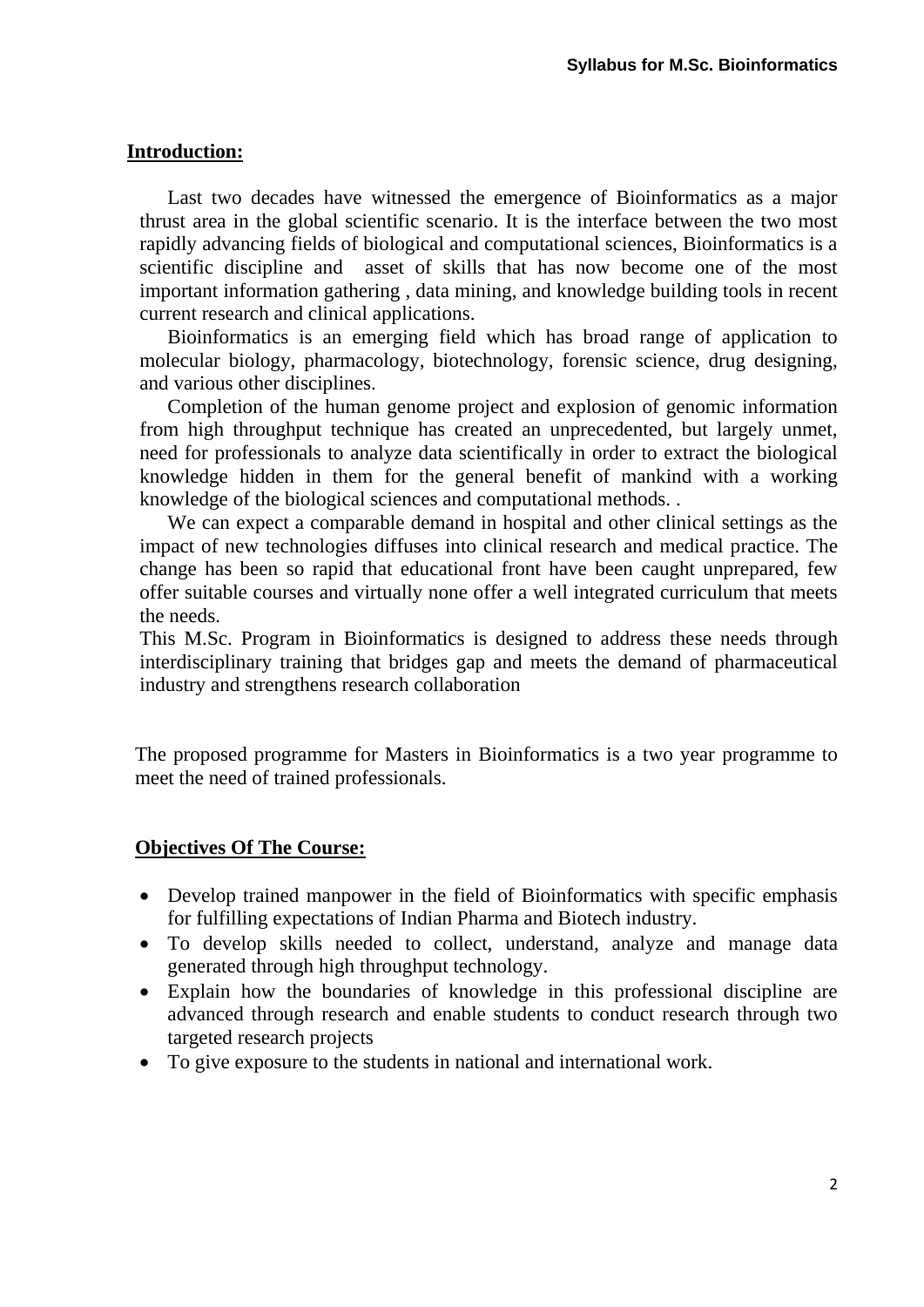## Introduction:

Last two decades have witnessed the emergence of Bioinformatics as a major thrust area in the global scientific scenario. It is the interface between the two most rapidly advancing fields of biological and computational sciences, Bioinformatics is a scientific discipline and asset of skills that has now become one of the most important information gathering , data mining, and knowledge building tools in recent current research and clinical applications.

Bioinformatics is an emerging field which has broad range of application to molecular biology, pharmacology, biotechnology, forensic science, drug designing, and various other disciplines.

Completion of the human genome project and explosion of genomic information from high throughput technique has created an unprecedented, but largely unmet, need for professionals to analyze data scientifically in order to extract the biological knowledge hidden in them for the general benefit of mankind with a working knowledge of the biological sciences and computational methods. .

We can expect a comparable demand in hospital and other clinical settings as the impact of new technologies diffuses into clinical research and medical practice. The change has been so rapid that educational front have been caught unprepared, few offer suitable courses and virtually none offer a well integrated curriculum that meets the needs.

This M.Sc. Program in Bioinformatics is designed to address these needs through interdisciplinary training that bridges gap and meets the demand of pharmaceutical industry and strengthens research collaboration

The proposed programme for Masters in Bioinformatics is a two year programme to meet the need of trained professionals.

## Objectives Of The Course:

- Develop trained manpower in the field of Bioinformatics with specific emphasis for fulfilling expectations of Indian Pharma and Biotech industry.
- To develop skills needed to collect, understand, analyze and manage data generated through high throughput technology.
- Explain how the boundaries of knowledge in this professional discipline are advanced through research and enable students to conduct research through two targeted research projects
- To give exposure to the students in national and international work.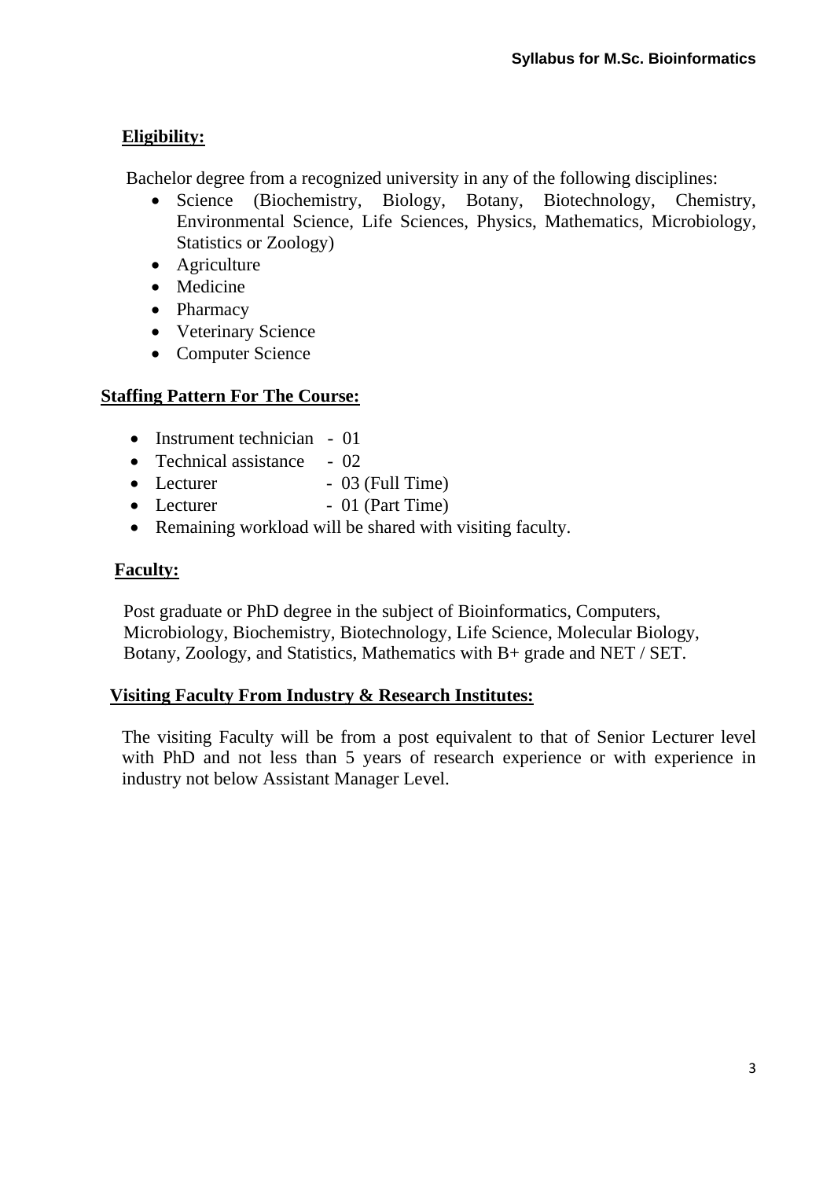## Eligibility:

Bachelor degree from a recognized university in any of the following disciplines:

- Science (Biochemistry, Biology, Botany, Biotechnology, Chemistry, Environmental Science, Life Sciences, Physics, Mathematics, Microbiology, Statistics or Zoology)
- Agriculture
- Medicine
- Pharmacy
- Veterinary Science
- Computer Science

## Staffing Pattern For The Course:

- Instrument technician - 01
- Technical assistance - 02
- Lecturer - 03 (Full Time)
- Lecturer - 01 (Part Time)
- Remaining workload will be shared with visiting faculty.

## Faculty:

Post graduate or PhD degree in the subject of Bioinformatics, Computers, Microbiology, Biochemistry, Biotechnology, Life Science, Molecular Biology, Botany, Zoology, and Statistics, Mathematics with B+ grade and NET / SET.

## Visiting Faculty From Industry & Research Institutes:

The visiting Faculty will be from a post equivalent to that of Senior Lecturer level with PhD and not less than 5 years of research experience or with experience in industry not below Assistant Manager Level.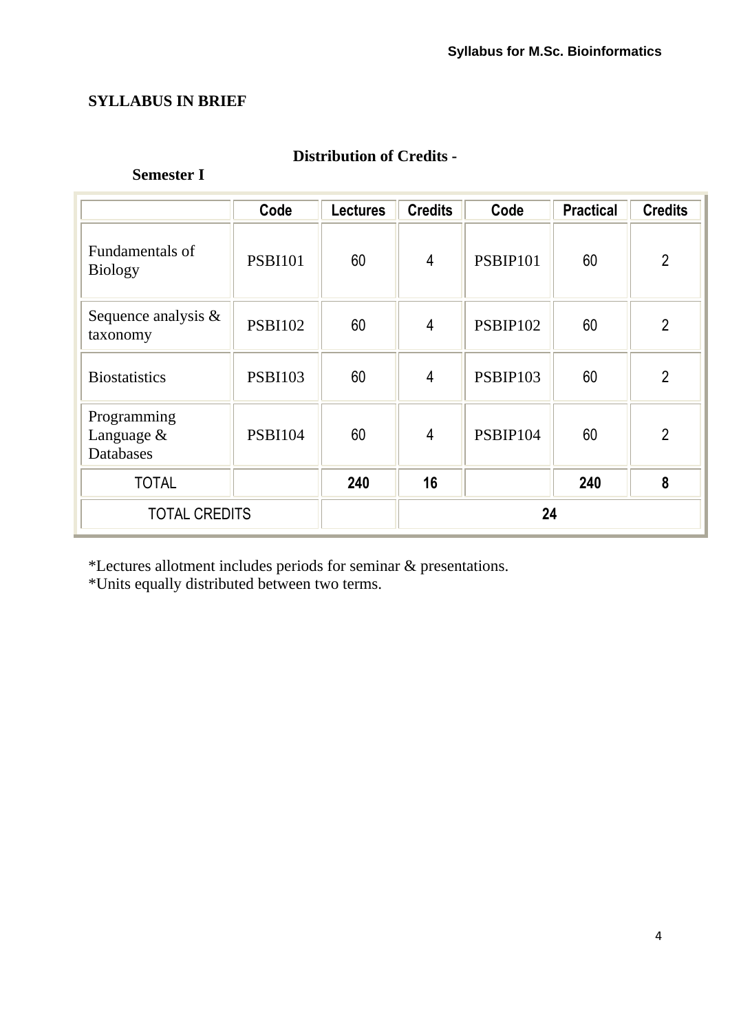**SYLLABUS IN BRIEF**

**Distribution of Credits - Semester I**

| | Code | Lectures | Credits | Code | Practical | Credits |
|---|---|---|---|---|---|---|
| Fundamentals of Biology | PSBI101 | 60 | 4 | PSBIP101 | 60 | 2 |
| Sequence analysis & taxonomy | PSBI102 | 60 | 4 | PSBIP102 | 60 | 2 |
| Biostatistics | PSBI103 | 60 | 4 | PSBIP103 | 60 | 2 |
| Programming Language & Databases | PSBI104 | 60 | 4 | PSBIP104 | 60 | 2 |
| TOTAL | | **240** | **16** | | **240** | **8** |
| TOTAL CREDITS | | | **24** | | | |

*Lectures allotment includes periods for seminar & presentations.
*Units equally distributed between two terms.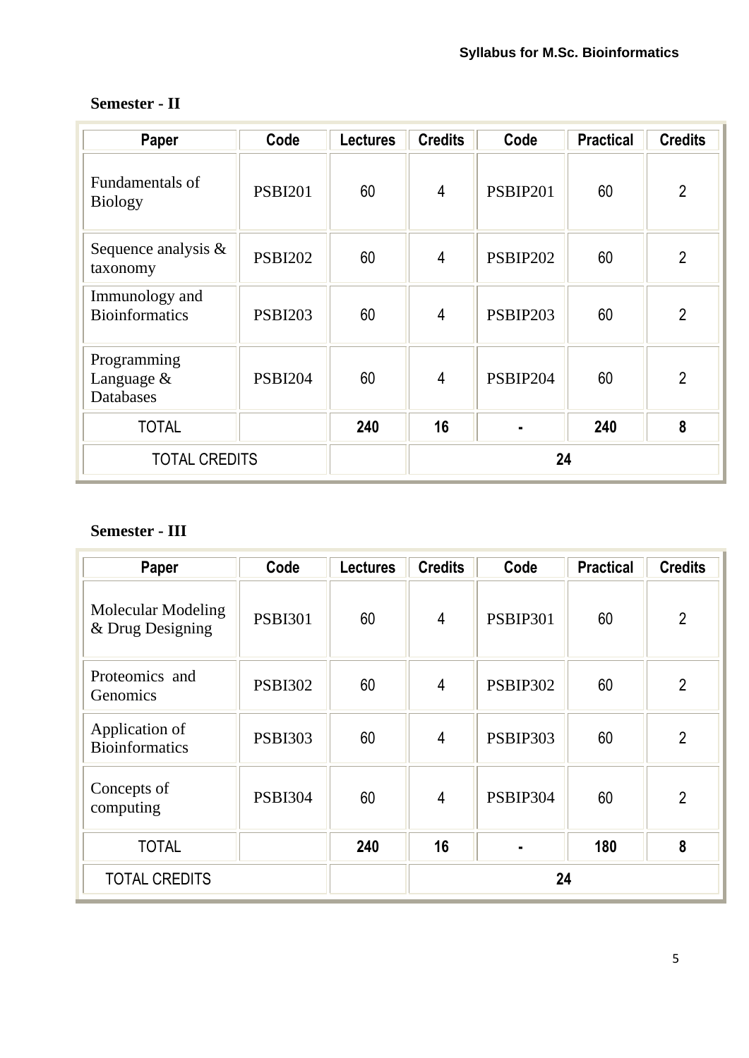**Semester - II**

| Paper | Code | Lectures | Credits | Code | Practical | Credits |
|---|---|---|---|---|---|---|
| Fundamentals of Biology | PSBI201 | 60 | 4 | PSBIP201 | 60 | 2 |
| Sequence analysis & taxonomy | PSBI202 | 60 | 4 | PSBIP202 | 60 | 2 |
| Immunology and Bioinformatics | PSBI203 | 60 | 4 | PSBIP203 | 60 | 2 |
| Programming Language & Databases | PSBI204 | 60 | 4 | PSBIP204 | 60 | 2 |
| TOTAL | | **240** | **16** | **-** | **240** | **8** |
| TOTAL CREDITS | | | **24** | | | |

**Semester - III**

| Paper | Code | Lectures | Credits | Code | Practical | Credits |
|---|---|---|---|---|---|---|
| Molecular Modeling & Drug Designing | PSBI301 | 60 | 4 | PSBIP301 | 60 | 2 |
| Proteomics and Genomics | PSBI302 | 60 | 4 | PSBIP302 | 60 | 2 |
| Application of Bioinformatics | PSBI303 | 60 | 4 | PSBIP303 | 60 | 2 |
| Concepts of computing | PSBI304 | 60 | 4 | PSBIP304 | 60 | 2 |
| TOTAL | | **240** | **16** | **-** | **180** | **8** |
| TOTAL CREDITS | | | **24** | | | |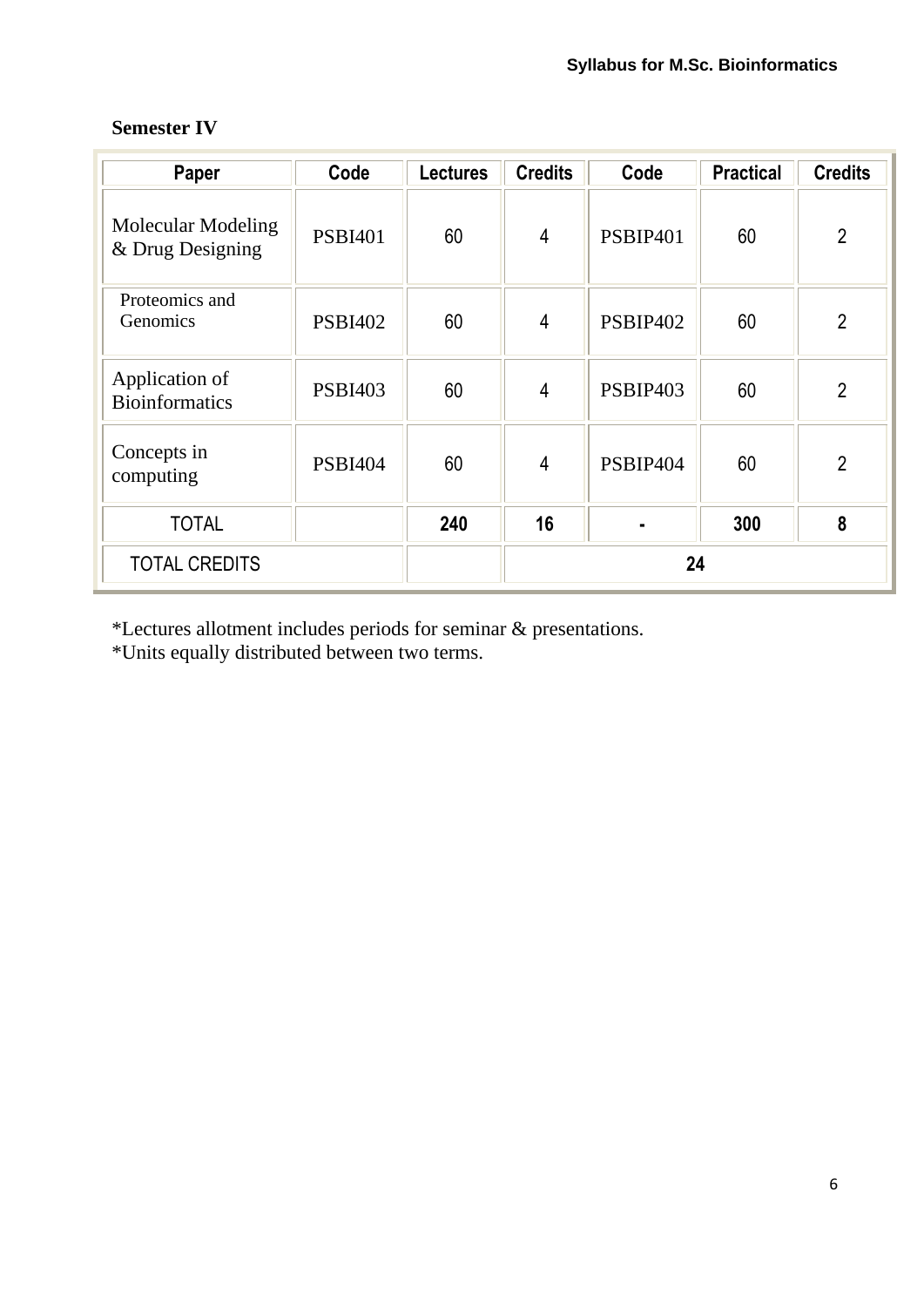**Semester IV**

| Paper | Code | Lectures | Credits | Code | Practical | Credits |
|---|---|---|---|---|---|---|
| Molecular Modeling & Drug Designing | PSBI401 | 60 | 4 | PSBIP401 | 60 | 2 |
| Proteomics and Genomics | PSBI402 | 60 | 4 | PSBIP402 | 60 | 2 |
| Application of Bioinformatics | PSBI403 | 60 | 4 | PSBIP403 | 60 | 2 |
| Concepts in computing | PSBI404 | 60 | 4 | PSBIP404 | 60 | 2 |
| TOTAL | | **240** | **16** | **-** | **300** | **8** |
| TOTAL CREDITS | | | **24** | | | |

*Lectures allotment includes periods for seminar & presentations.
*Units equally distributed between two terms.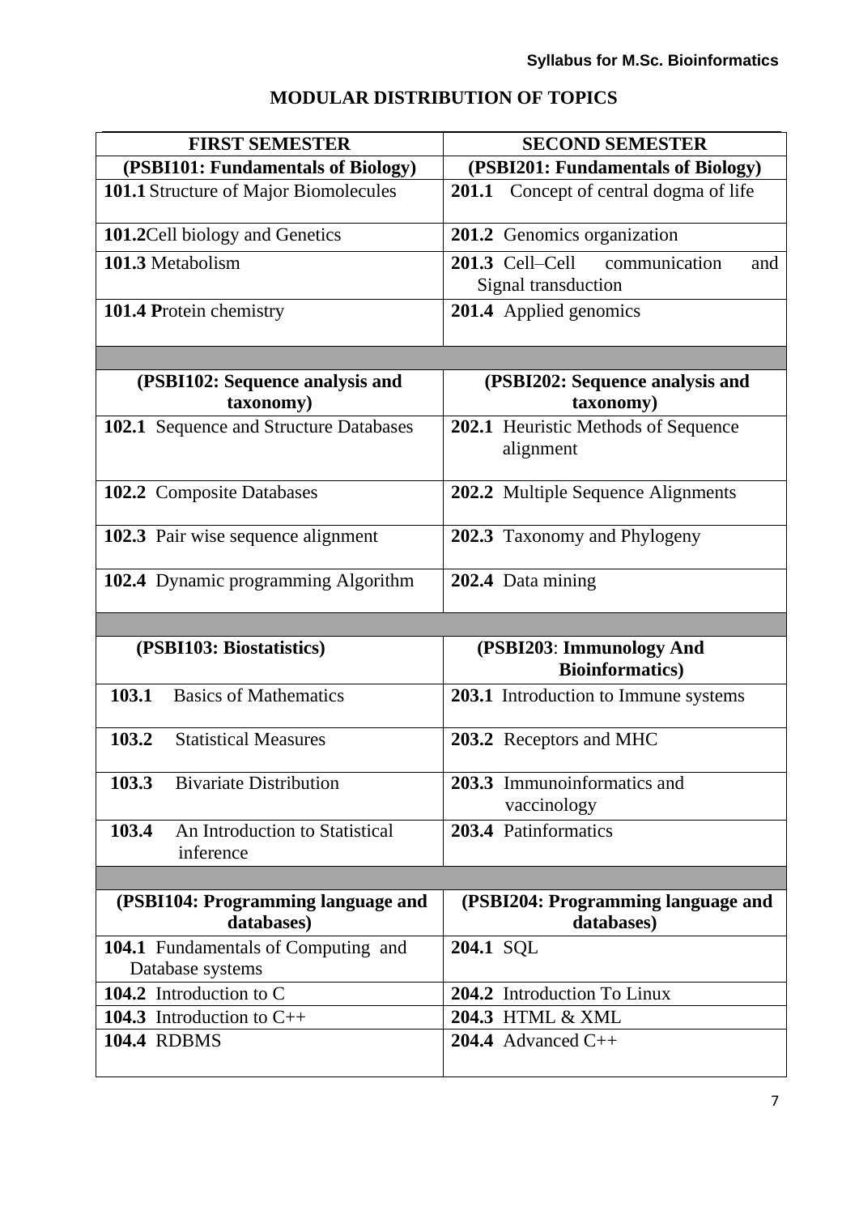## MODULAR DISTRIBUTION OF TOPICS

| FIRST SEMESTER | SECOND SEMESTER |
|---|---|
| **(PSBI101: Fundamentals of Biology)** | **(PSBI201: Fundamentals of Biology)** |
| **101.1** Structure of Major Biomolecules | **201.1** Concept of central dogma of life |
| **101.2** Cell biology and Genetics | **201.2** Genomics organization |
| **101.3** Metabolism | **201.3** Cell–Cell communication and Signal transduction |
| **101.4 P**rotein chemistry | **201.4** Applied genomics |
| | |
| **(PSBI102: Sequence analysis and taxonomy)** | **(PSBI202: Sequence analysis and taxonomy)** |
| **102.1** Sequence and Structure Databases | **202.1** Heuristic Methods of Sequence alignment |
| **102.2** Composite Databases | **202.2** Multiple Sequence Alignments |
| **102.3** Pair wise sequence alignment | **202.3** Taxonomy and Phylogeny |
| **102.4** Dynamic programming Algorithm | **202.4** Data mining |
| | |
| **(PSBI103: Biostatistics)** | **(PSBI203: Immunology And Bioinformatics)** |
| **103.1** Basics of Mathematics | **203.1** Introduction to Immune systems |
| **103.2** Statistical Measures | **203.2** Receptors and MHC |
| **103.3** Bivariate Distribution | **203.3** Immunoinformatics and vaccinology |
| **103.4** An Introduction to Statistical inference | **203.4** Patinformatics |
| | |
| **(PSBI104: Programming language and databases)** | **(PSBI204: Programming language and databases)** |
| **104.1** Fundamentals of Computing and Database systems | **204.1** SQL |
| **104.2** Introduction to C | **204.2** Introduction To Linux |
| **104.3** Introduction to C++ | **204.3** HTML & XML |
| **104.4** RDBMS | **204.4** Advanced C++ |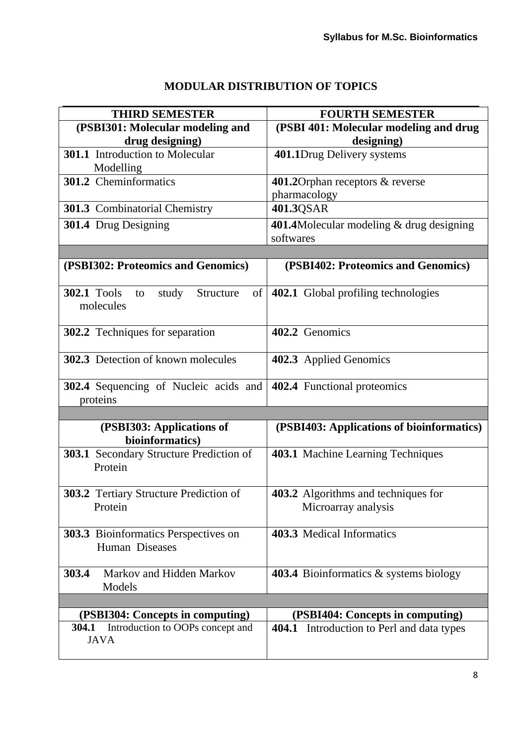## MODULAR DISTRIBUTION OF TOPICS

| THIRD SEMESTER | FOURTH SEMESTER |
|---|---|
| **(PSBI301: Molecular modeling and drug designing)** | **(PSBI 401: Molecular modeling and drug designing)** |
| **301.1** Introduction to Molecular Modelling | **401.1**Drug Delivery systems |
| **301.2** Cheminformatics | **401.2**Orphan receptors & reverse pharmacology |
| **301.3** Combinatorial Chemistry | **401.3**QSAR |
| **301.4** Drug Designing | **401.4**Molecular modeling & drug designing softwares |
| | |
| **(PSBI302: Proteomics and Genomics)** | **(PSBI402: Proteomics and Genomics)** |
| **302.1** Tools to study Structure of molecules | **402.1** Global profiling technologies |
| **302.2** Techniques for separation | **402.2** Genomics |
| **302.3** Detection of known molecules | **402.3** Applied Genomics |
| **302.4** Sequencing of Nucleic acids and proteins | **402.4** Functional proteomics |
| | |
| **(PSBI303: Applications of bioinformatics)** | **(PSBI403: Applications of bioinformatics)** |
| **303.1** Secondary Structure Prediction of Protein | **403.1** Machine Learning Techniques |
| **303.2** Tertiary Structure Prediction of Protein | **403.2** Algorithms and techniques for Microarray analysis |
| **303.3** Bioinformatics Perspectives on Human Diseases | **403.3** Medical Informatics |
| **303.4** Markov and Hidden Markov Models | **403.4** Bioinformatics & systems biology |
| | |
| **(PSBI304: Concepts in computing)** | **(PSBI404: Concepts in computing)** |
| **304.1** Introduction to OOPs concept and JAVA | **404.1** Introduction to Perl and data types |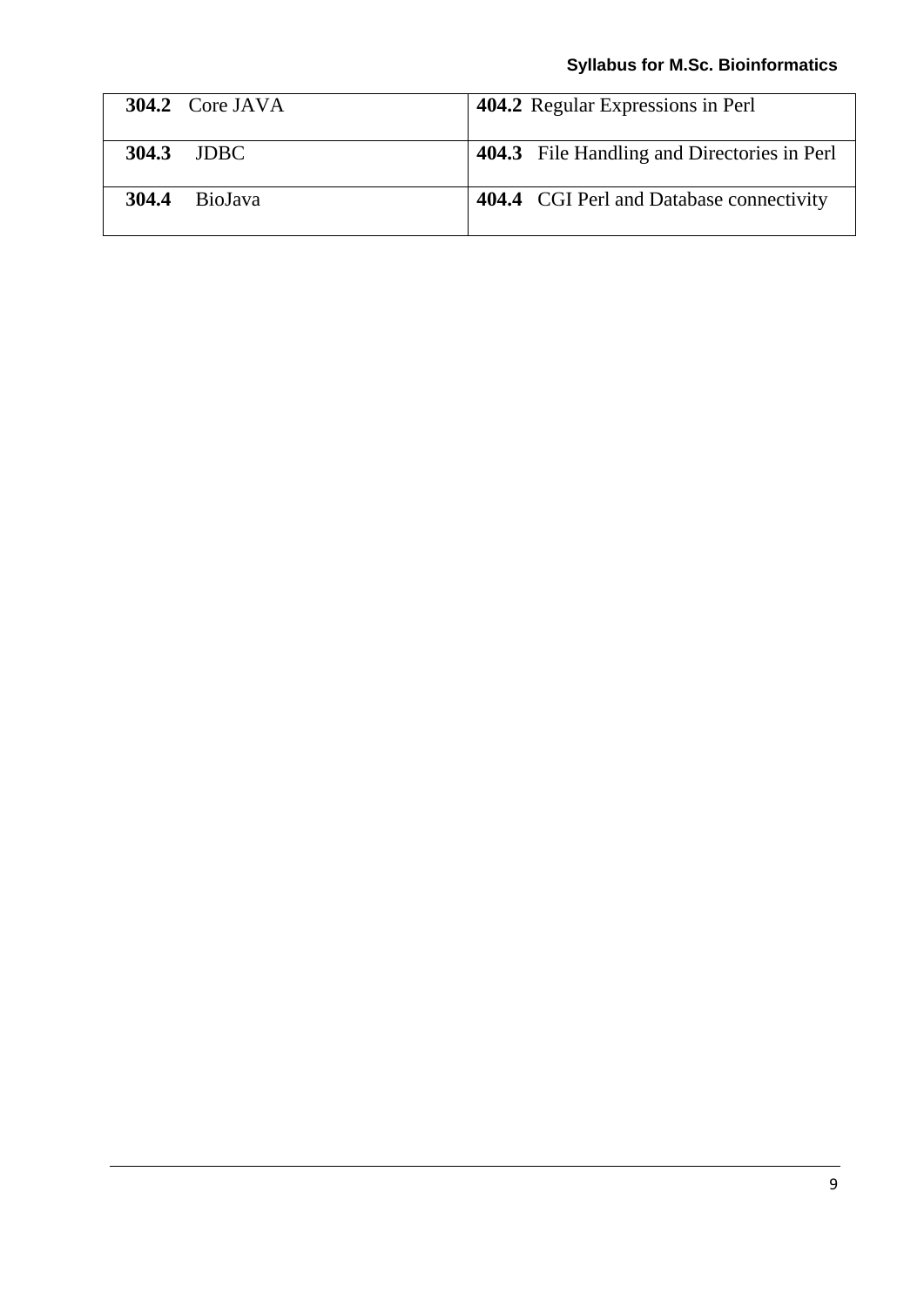| | |
|---|---|
| **304.2** Core JAVA | **404.2** Regular Expressions in Perl |
| **304.3** JDBC | **404.3** File Handling and Directories in Perl |
| **304.4** BioJava | **404.4** CGI Perl and Database connectivity |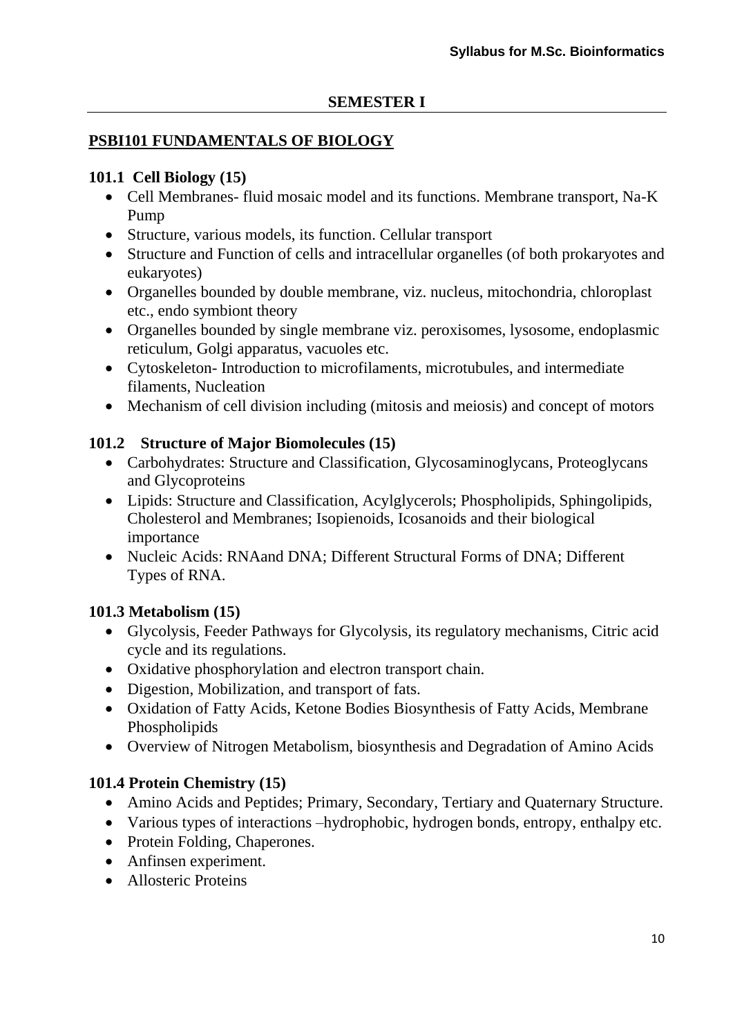## SEMESTER I

### PSBI101 FUNDAMENTALS OF BIOLOGY

#### 101.1 Cell Biology (15)

- Cell Membranes- fluid mosaic model and its functions. Membrane transport, Na-K Pump
- Structure, various models, its function. Cellular transport
- Structure and Function of cells and intracellular organelles (of both prokaryotes and eukaryotes)
- Organelles bounded by double membrane, viz. nucleus, mitochondria, chloroplast etc., endo symbiont theory
- Organelles bounded by single membrane viz. peroxisomes, lysosome, endoplasmic reticulum, Golgi apparatus, vacuoles etc.
- Cytoskeleton- Introduction to microfilaments, microtubules, and intermediate filaments, Nucleation
- Mechanism of cell division including (mitosis and meiosis) and concept of motors

#### 101.2 Structure of Major Biomolecules (15)

- Carbohydrates: Structure and Classification, Glycosaminoglycans, Proteoglycans and Glycoproteins
- Lipids: Structure and Classification, Acylglycerols; Phospholipids, Sphingolipids, Cholesterol and Membranes; Isopienoids, Icosanoids and their biological importance
- Nucleic Acids: RNAand DNA; Different Structural Forms of DNA; Different Types of RNA.

#### 101.3 Metabolism (15)

- Glycolysis, Feeder Pathways for Glycolysis, its regulatory mechanisms, Citric acid cycle and its regulations.
- Oxidative phosphorylation and electron transport chain.
- Digestion, Mobilization, and transport of fats.
- Oxidation of Fatty Acids, Ketone Bodies Biosynthesis of Fatty Acids, Membrane Phospholipids
- Overview of Nitrogen Metabolism, biosynthesis and Degradation of Amino Acids

#### 101.4 Protein Chemistry (15)

- Amino Acids and Peptides; Primary, Secondary, Tertiary and Quaternary Structure.
- Various types of interactions –hydrophobic, hydrogen bonds, entropy, enthalpy etc.
- Protein Folding, Chaperones.
- Anfinsen experiment.
- Allosteric Proteins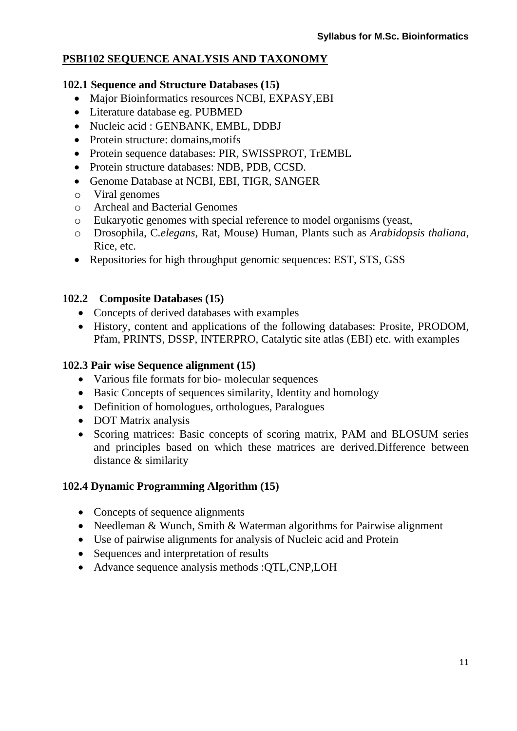## PSBI102 SEQUENCE ANALYSIS AND TAXONOMY

### 102.1 Sequence and Structure Databases (15)

- Major Bioinformatics resources NCBI, EXPASY,EBI
- Literature database eg. PUBMED
- Nucleic acid : GENBANK, EMBL, DDBJ
- Protein structure: domains,motifs
- Protein sequence databases: PIR, SWISSPROT, TrEMBL
- Protein structure databases: NDB, PDB, CCSD.
- Genome Database at NCBI, EBI, TIGR, SANGER
  - Viral genomes
  - Archeal and Bacterial Genomes
  - Eukaryotic genomes with special reference to model organisms (yeast,
  - Drosophila, C.*elegans*, Rat, Mouse) Human, Plants such as *Arabidopsis thaliana*, Rice, etc.
- Repositories for high throughput genomic sequences: EST, STS, GSS

### 102.2 Composite Databases (15)

- Concepts of derived databases with examples
- History, content and applications of the following databases: Prosite, PRODOM, Pfam, PRINTS, DSSP, INTERPRO, Catalytic site atlas (EBI) etc. with examples

### 102.3 Pair wise Sequence alignment (15)

- Various file formats for bio- molecular sequences
- Basic Concepts of sequences similarity, Identity and homology
- Definition of homologues, orthologues, Paralogues
- DOT Matrix analysis
- Scoring matrices: Basic concepts of scoring matrix, PAM and BLOSUM series and principles based on which these matrices are derived.Difference between distance & similarity

### 102.4 Dynamic Programming Algorithm (15)

- Concepts of sequence alignments
- Needleman & Wunch, Smith & Waterman algorithms for Pairwise alignment
- Use of pairwise alignments for analysis of Nucleic acid and Protein
- Sequences and interpretation of results
- Advance sequence analysis methods :QTL,CNP,LOH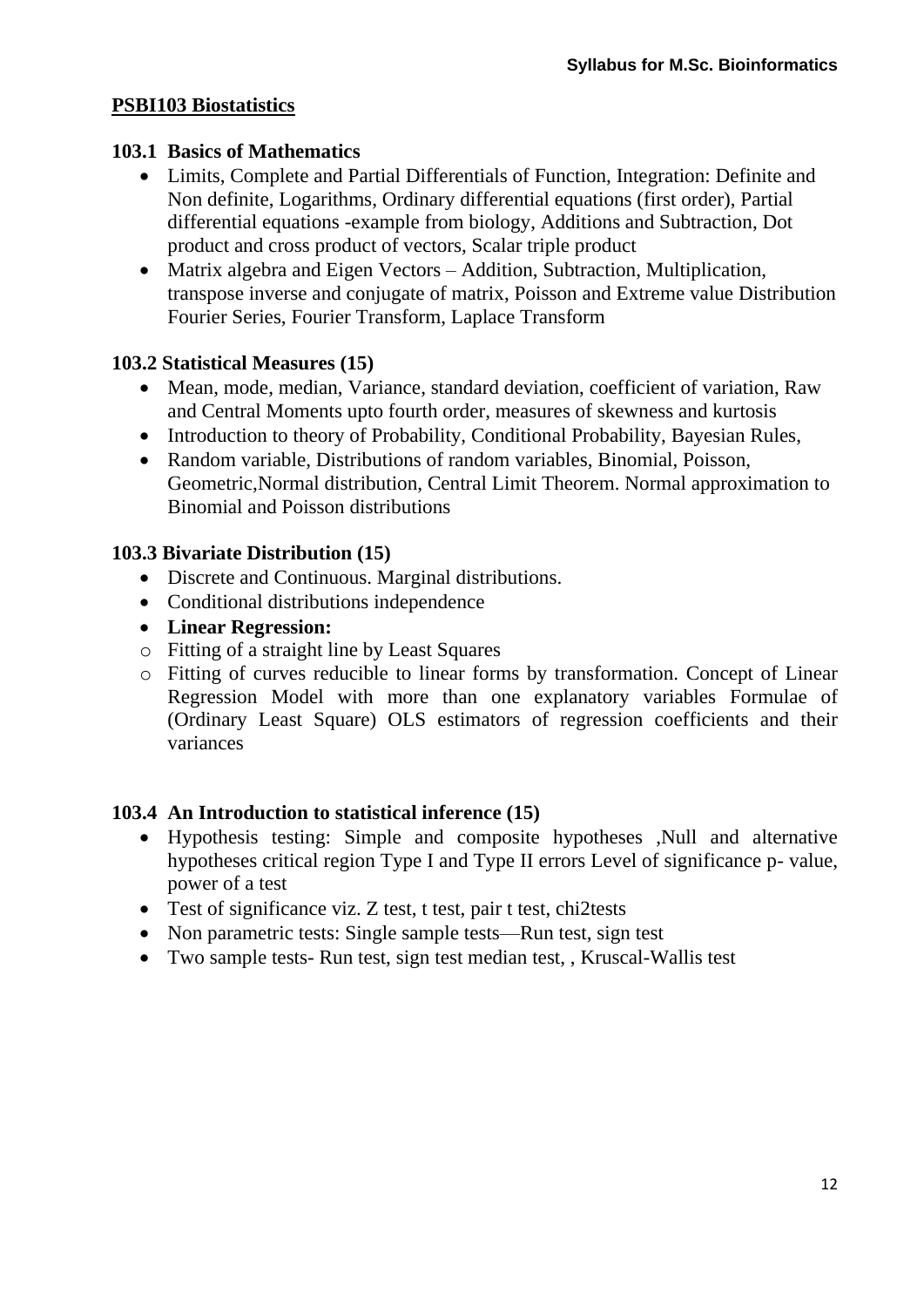**PSBI103 Biostatistics**

### 103.1 Basics of Mathematics

- Limits, Complete and Partial Differentials of Function, Integration: Definite and Non definite, Logarithms, Ordinary differential equations (first order), Partial differential equations -example from biology, Additions and Subtraction, Dot product and cross product of vectors, Scalar triple product
- Matrix algebra and Eigen Vectors – Addition, Subtraction, Multiplication, transpose inverse and conjugate of matrix, Poisson and Extreme value Distribution Fourier Series, Fourier Transform, Laplace Transform

### 103.2 Statistical Measures (15)

- Mean, mode, median, Variance, standard deviation, coefficient of variation, Raw and Central Moments upto fourth order, measures of skewness and kurtosis
- Introduction to theory of Probability, Conditional Probability, Bayesian Rules,
- Random variable, Distributions of random variables, Binomial, Poisson, Geometric,Normal distribution, Central Limit Theorem. Normal approximation to Binomial and Poisson distributions

### 103.3 Bivariate Distribution (15)

- Discrete and Continuous. Marginal distributions.
- Conditional distributions independence
- **Linear Regression:**
  - Fitting of a straight line by Least Squares
  - Fitting of curves reducible to linear forms by transformation. Concept of Linear Regression Model with more than one explanatory variables Formulae of (Ordinary Least Square) OLS estimators of regression coefficients and their variances

### 103.4 An Introduction to statistical inference (15)

- Hypothesis testing: Simple and composite hypotheses ,Null and alternative hypotheses critical region Type I and Type II errors Level of significance p- value, power of a test
- Test of significance viz. Z test, t test, pair t test, chi2tests
- Non parametric tests: Single sample tests—Run test, sign test
- Two sample tests- Run test, sign test median test, , Kruscal-Wallis test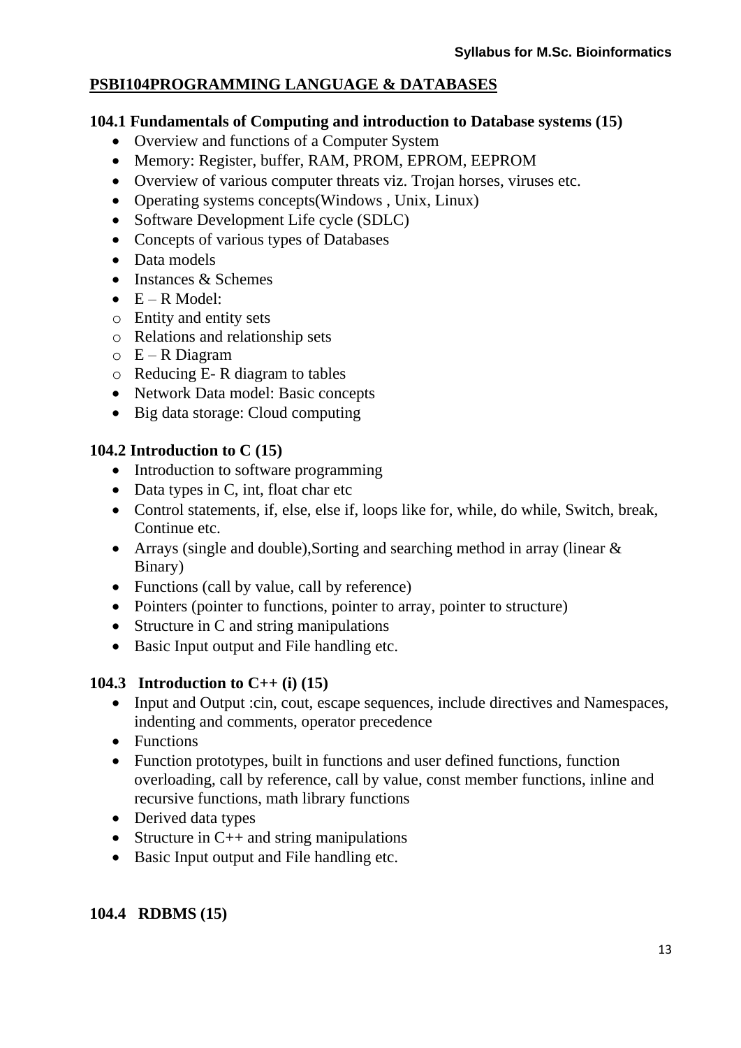## PSBI104PROGRAMMING LANGUAGE & DATABASES

### 104.1 Fundamentals of Computing and introduction to Database systems (15)

- Overview and functions of a Computer System
- Memory: Register, buffer, RAM, PROM, EPROM, EEPROM
- Overview of various computer threats viz. Trojan horses, viruses etc.
- Operating systems concepts(Windows , Unix, Linux)
- Software Development Life cycle (SDLC)
- Concepts of various types of Databases
- Data models
- Instances & Schemes
- E – R Model:
  - Entity and entity sets
  - Relations and relationship sets
  - E – R Diagram
  - Reducing E- R diagram to tables
- Network Data model: Basic concepts
- Big data storage: Cloud computing

### 104.2 Introduction to C (15)

- Introduction to software programming
- Data types in C, int, float char etc
- Control statements, if, else, else if, loops like for, while, do while, Switch, break, Continue etc.
- Arrays (single and double),Sorting and searching method in array (linear & Binary)
- Functions (call by value, call by reference)
- Pointers (pointer to functions, pointer to array, pointer to structure)
- Structure in C and string manipulations
- Basic Input output and File handling etc.

### 104.3 Introduction to C++ (i) (15)

- Input and Output :cin, cout, escape sequences, include directives and Namespaces, indenting and comments, operator precedence
- Functions
- Function prototypes, built in functions and user defined functions, function overloading, call by reference, call by value, const member functions, inline and recursive functions, math library functions
- Derived data types
- Structure in C++ and string manipulations
- Basic Input output and File handling etc.

### 104.4 RDBMS (15)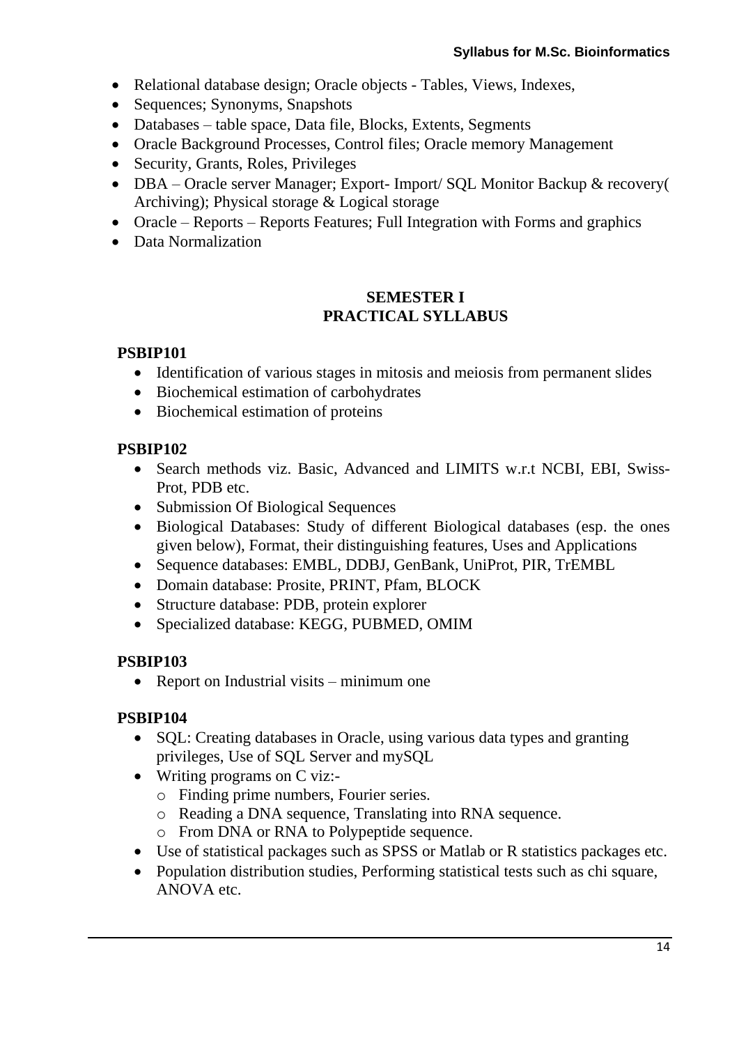- Relational database design; Oracle objects - Tables, Views, Indexes,
- Sequences; Synonyms, Snapshots
- Databases – table space, Data file, Blocks, Extents, Segments
- Oracle Background Processes, Control files; Oracle memory Management
- Security, Grants, Roles, Privileges
- DBA – Oracle server Manager; Export- Import/ SQL Monitor Backup & recovery( Archiving); Physical storage & Logical storage
- Oracle – Reports – Reports Features; Full Integration with Forms and graphics
- Data Normalization

## SEMESTER I
## PRACTICAL SYLLABUS

**PSBIP101**

- Identification of various stages in mitosis and meiosis from permanent slides
- Biochemical estimation of carbohydrates
- Biochemical estimation of proteins

**PSBIP102**

- Search methods viz. Basic, Advanced and LIMITS w.r.t NCBI, EBI, Swiss-Prot, PDB etc.
- Submission Of Biological Sequences
- Biological Databases: Study of different Biological databases (esp. the ones given below), Format, their distinguishing features, Uses and Applications
- Sequence databases: EMBL, DDBJ, GenBank, UniProt, PIR, TrEMBL
- Domain database: Prosite, PRINT, Pfam, BLOCK
- Structure database: PDB, protein explorer
- Specialized database: KEGG, PUBMED, OMIM

**PSBIP103**

- Report on Industrial visits – minimum one

**PSBIP104**

- SQL: Creating databases in Oracle, using various data types and granting privileges, Use of SQL Server and mySQL
- Writing programs on C viz:-
  - Finding prime numbers, Fourier series.
  - Reading a DNA sequence, Translating into RNA sequence.
  - From DNA or RNA to Polypeptide sequence.
- Use of statistical packages such as SPSS or Matlab or R statistics packages etc.
- Population distribution studies, Performing statistical tests such as chi square, ANOVA etc.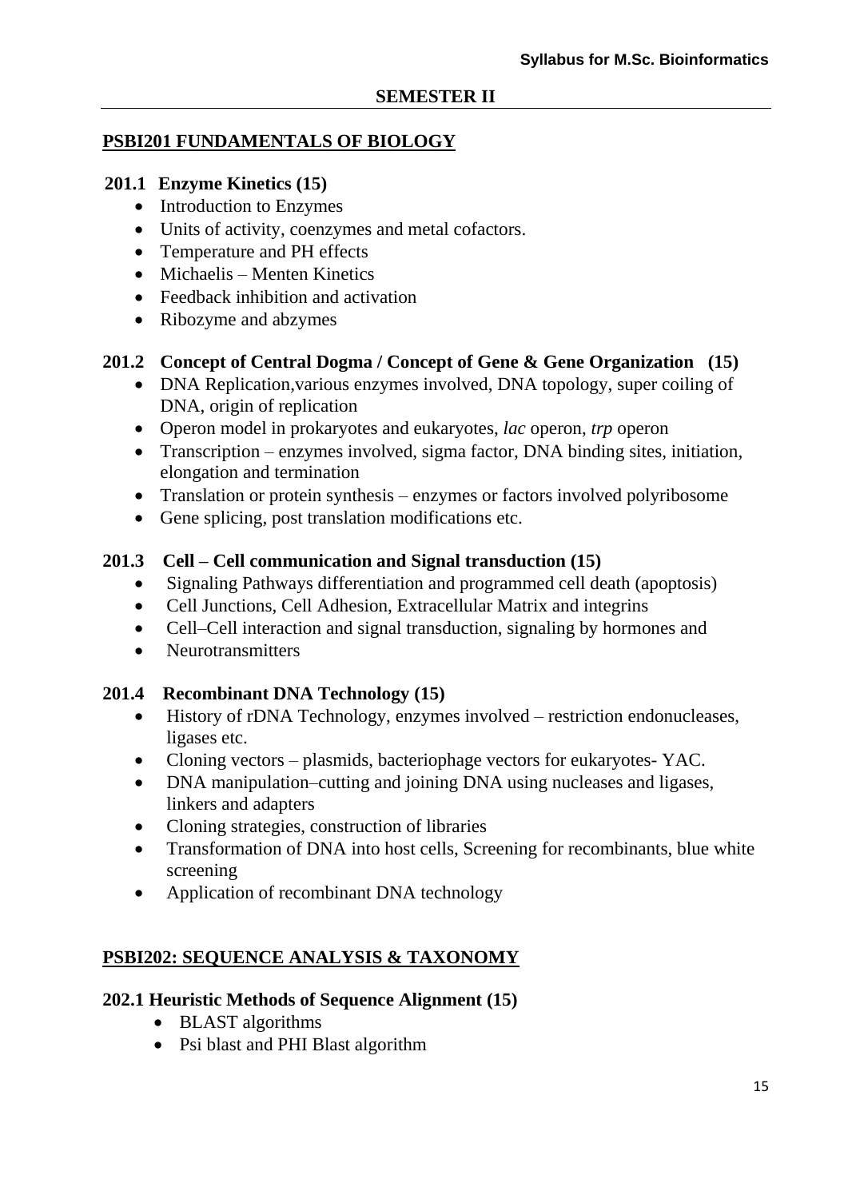## SEMESTER II

### PSBI201 FUNDAMENTALS OF BIOLOGY

**201.1 Enzyme Kinetics (15)**

- Introduction to Enzymes
- Units of activity, coenzymes and metal cofactors.
- Temperature and PH effects
- Michaelis – Menten Kinetics
- Feedback inhibition and activation
- Ribozyme and abzymes

**201.2 Concept of Central Dogma / Concept of Gene & Gene Organization (15)**

- DNA Replication,various enzymes involved, DNA topology, super coiling of DNA, origin of replication
- Operon model in prokaryotes and eukaryotes, *lac* operon, *trp* operon
- Transcription – enzymes involved, sigma factor, DNA binding sites, initiation, elongation and termination
- Translation or protein synthesis – enzymes or factors involved polyribosome
- Gene splicing, post translation modifications etc.

**201.3 Cell – Cell communication and Signal transduction (15)**

- Signaling Pathways differentiation and programmed cell death (apoptosis)
- Cell Junctions, Cell Adhesion, Extracellular Matrix and integrins
- Cell–Cell interaction and signal transduction, signaling by hormones and
- Neurotransmitters

**201.4 Recombinant DNA Technology (15)**

- History of rDNA Technology, enzymes involved – restriction endonucleases, ligases etc.
- Cloning vectors – plasmids, bacteriophage vectors for eukaryotes- YAC.
- DNA manipulation–cutting and joining DNA using nucleases and ligases, linkers and adapters
- Cloning strategies, construction of libraries
- Transformation of DNA into host cells, Screening for recombinants, blue white screening
- Application of recombinant DNA technology

### PSBI202: SEQUENCE ANALYSIS & TAXONOMY

**202.1 Heuristic Methods of Sequence Alignment (15)**

- BLAST algorithms
- Psi blast and PHI Blast algorithm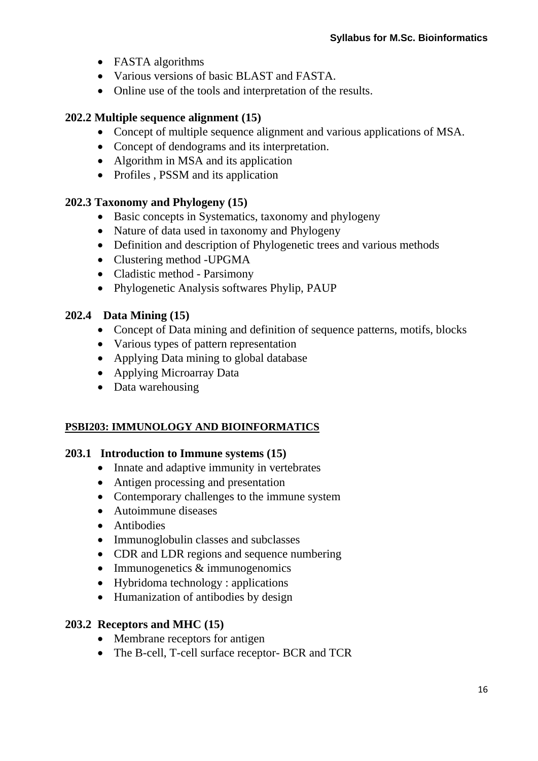- FASTA algorithms
- Various versions of basic BLAST and FASTA.
- Online use of the tools and interpretation of the results.

### 202.2 Multiple sequence alignment (15)

- Concept of multiple sequence alignment and various applications of MSA.
- Concept of dendograms and its interpretation.
- Algorithm in MSA and its application
- Profiles , PSSM and its application

### 202.3 Taxonomy and Phylogeny (15)

- Basic concepts in Systematics, taxonomy and phylogeny
- Nature of data used in taxonomy and Phylogeny
- Definition and description of Phylogenetic trees and various methods
- Clustering method -UPGMA
- Cladistic method - Parsimony
- Phylogenetic Analysis softwares Phylip, PAUP

### 202.4 Data Mining (15)

- Concept of Data mining and definition of sequence patterns, motifs, blocks
- Various types of pattern representation
- Applying Data mining to global database
- Applying Microarray Data
- Data warehousing

## PSBI203: IMMUNOLOGY AND BIOINFORMATICS

### 203.1 Introduction to Immune systems (15)

- Innate and adaptive immunity in vertebrates
- Antigen processing and presentation
- Contemporary challenges to the immune system
- Autoimmune diseases
- Antibodies
- Immunoglobulin classes and subclasses
- CDR and LDR regions and sequence numbering
- Immunogenetics & immunogenomics
- Hybridoma technology : applications
- Humanization of antibodies by design

### 203.2 Receptors and MHC (15)

- Membrane receptors for antigen
- The B-cell, T-cell surface receptor- BCR and TCR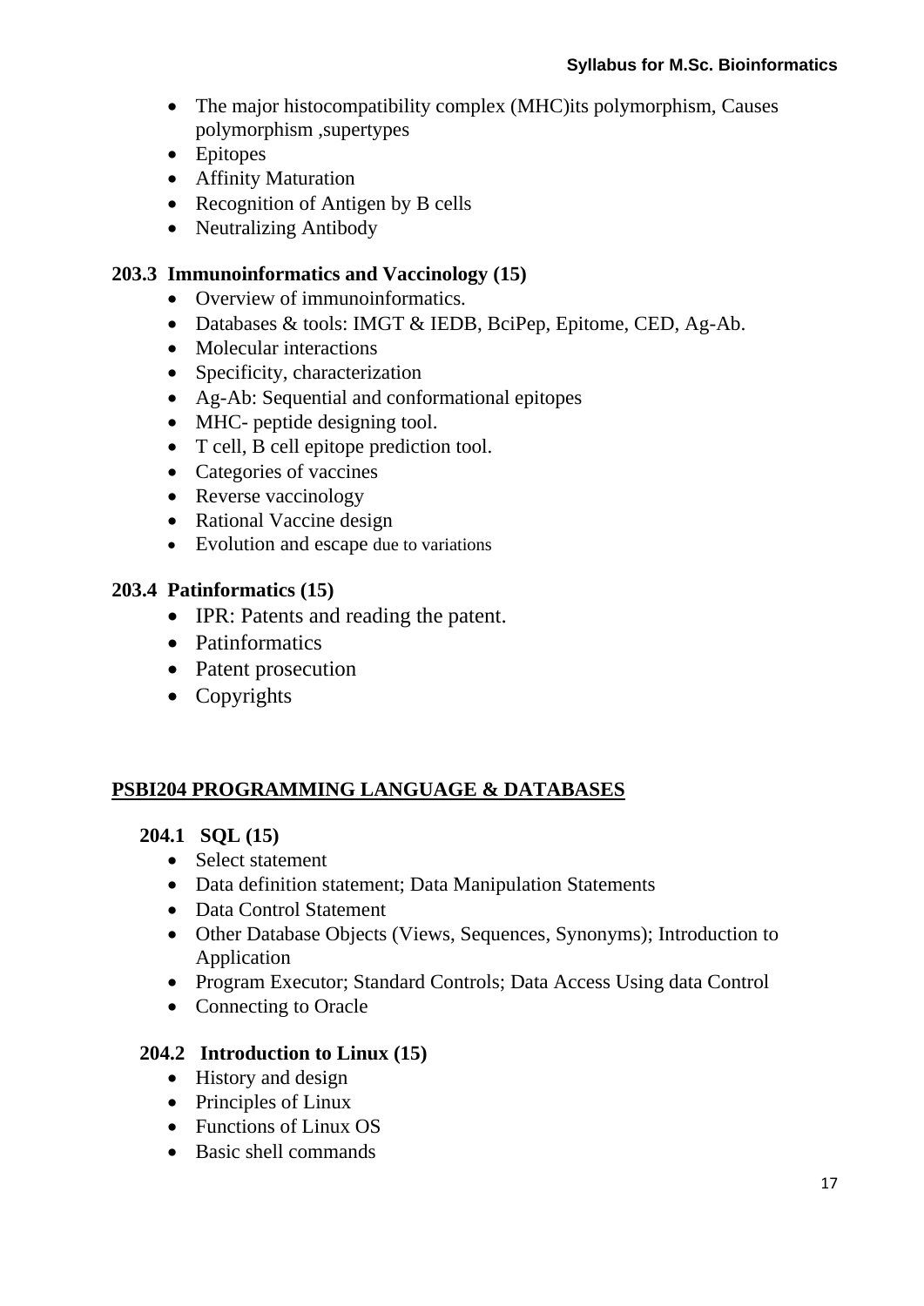- The major histocompatibility complex (MHC)its polymorphism, Causes polymorphism ,supertypes
- Epitopes
- Affinity Maturation
- Recognition of Antigen by B cells
- Neutralizing Antibody

### 203.3 Immunoinformatics and Vaccinology (15)

- Overview of immunoinformatics.
- Databases & tools: IMGT & IEDB, BciPep, Epitome, CED, Ag-Ab.
- Molecular interactions
- Specificity, characterization
- Ag-Ab: Sequential and conformational epitopes
- MHC- peptide designing tool.
- T cell, B cell epitope prediction tool.
- Categories of vaccines
- Reverse vaccinology
- Rational Vaccine design
- Evolution and escape due to variations

### 203.4 Patinformatics (15)

- IPR: Patents and reading the patent.
- Patinformatics
- Patent prosecution
- Copyrights

## PSBI204 PROGRAMMING LANGUAGE & DATABASES

### 204.1 SQL (15)

- Select statement
- Data definition statement; Data Manipulation Statements
- Data Control Statement
- Other Database Objects (Views, Sequences, Synonyms); Introduction to Application
- Program Executor; Standard Controls; Data Access Using data Control
- Connecting to Oracle

### 204.2 Introduction to Linux (15)

- History and design
- Principles of Linux
- Functions of Linux OS
- Basic shell commands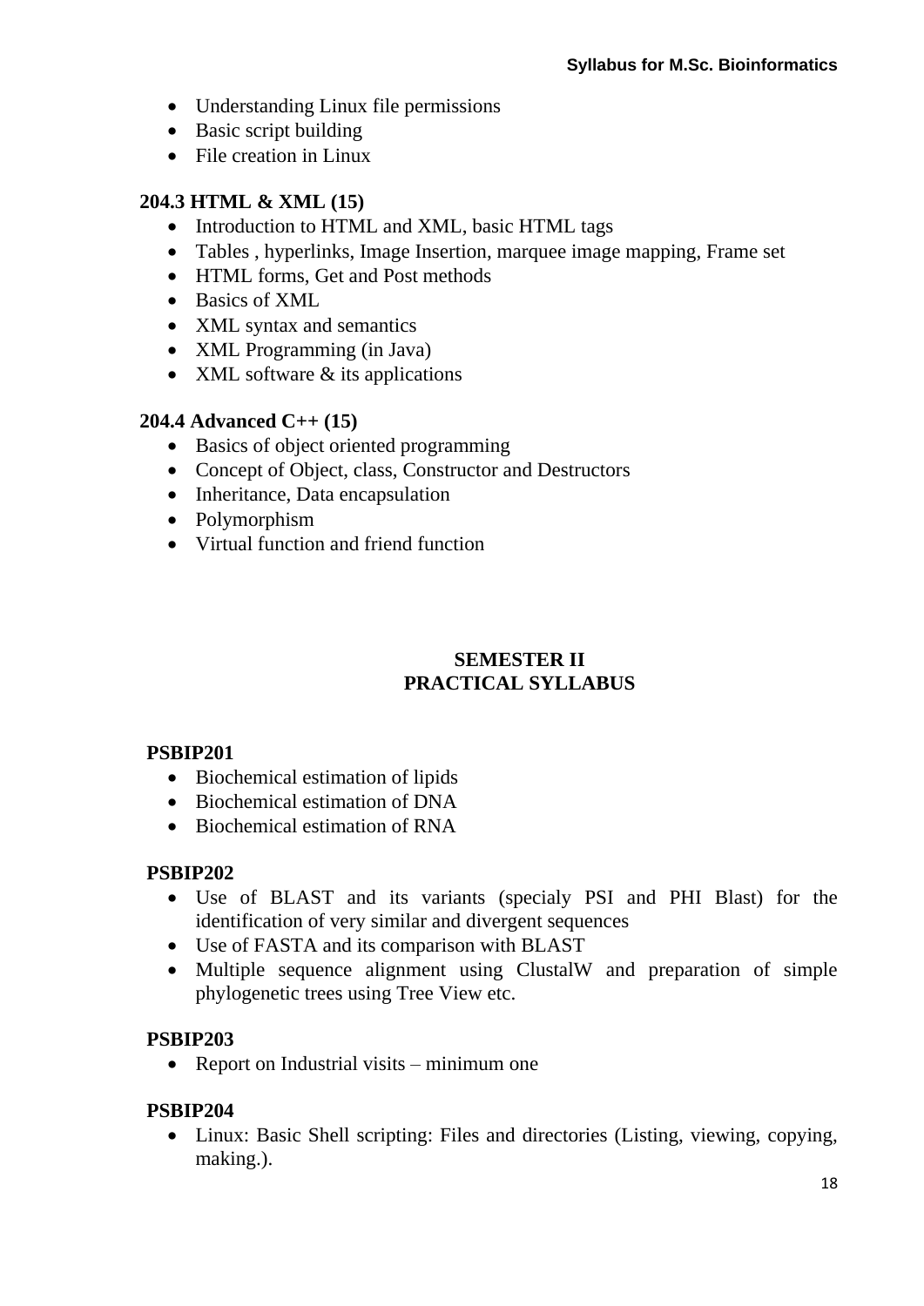- Understanding Linux file permissions
- Basic script building
- File creation in Linux

**204.3 HTML & XML (15)**

- Introduction to HTML and XML, basic HTML tags
- Tables , hyperlinks, Image Insertion, marquee image mapping, Frame set
- HTML forms, Get and Post methods
- Basics of XML
- XML syntax and semantics
- XML Programming (in Java)
- XML software & its applications

**204.4 Advanced C++ (15)**

- Basics of object oriented programming
- Concept of Object, class, Constructor and Destructors
- Inheritance, Data encapsulation
- Polymorphism
- Virtual function and friend function

## SEMESTER II
## PRACTICAL SYLLABUS

**PSBIP201**

- Biochemical estimation of lipids
- Biochemical estimation of DNA
- Biochemical estimation of RNA

**PSBIP202**

- Use of BLAST and its variants (specialy PSI and PHI Blast) for the identification of very similar and divergent sequences
- Use of FASTA and its comparison with BLAST
- Multiple sequence alignment using ClustalW and preparation of simple phylogenetic trees using Tree View etc.

**PSBIP203**

- Report on Industrial visits – minimum one

**PSBIP204**

- Linux: Basic Shell scripting: Files and directories (Listing, viewing, copying, making.).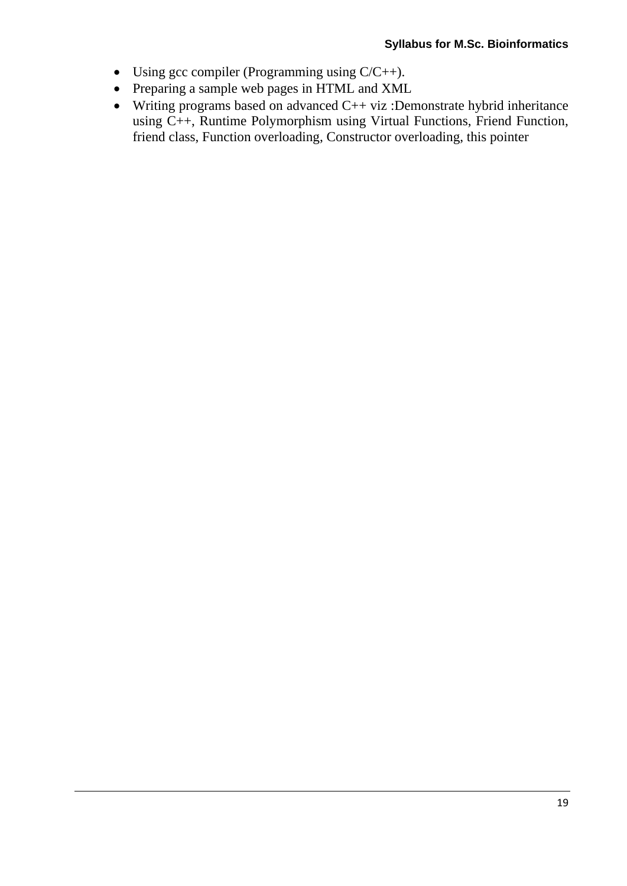- Using gcc compiler (Programming using C/C++).
- Preparing a sample web pages in HTML and XML
- Writing programs based on advanced C++ viz :Demonstrate hybrid inheritance using C++, Runtime Polymorphism using Virtual Functions, Friend Function, friend class, Function overloading, Constructor overloading, this pointer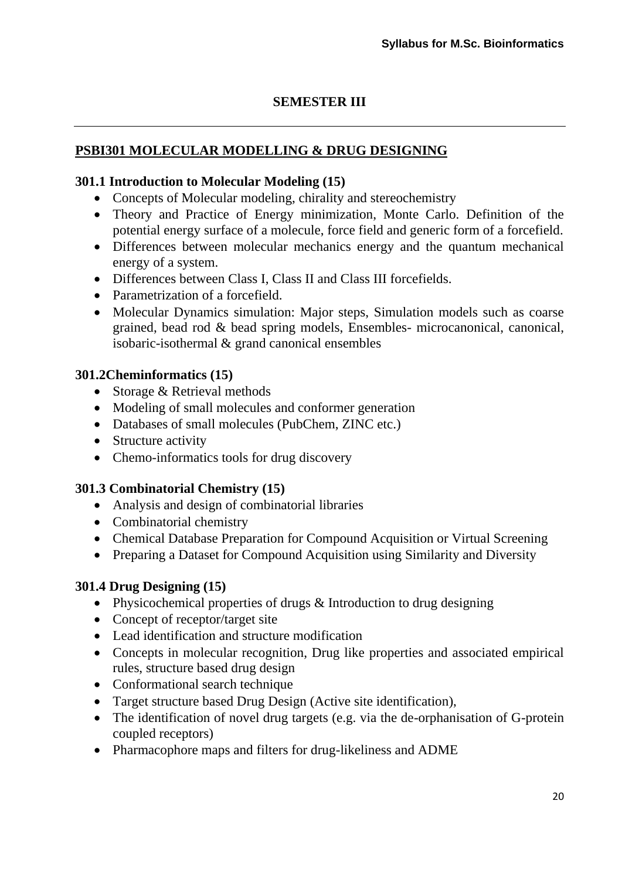## SEMESTER III

### PSBI301 MOLECULAR MODELLING & DRUG DESIGNING

**301.1 Introduction to Molecular Modeling (15)**

- Concepts of Molecular modeling, chirality and stereochemistry
- Theory and Practice of Energy minimization, Monte Carlo. Definition of the potential energy surface of a molecule, force field and generic form of a forcefield.
- Differences between molecular mechanics energy and the quantum mechanical energy of a system.
- Differences between Class I, Class II and Class III forcefields.
- Parametrization of a forcefield.
- Molecular Dynamics simulation: Major steps, Simulation models such as coarse grained, bead rod & bead spring models, Ensembles- microcanonical, canonical, isobaric-isothermal & grand canonical ensembles

**301.2Cheminformatics (15)**

- Storage & Retrieval methods
- Modeling of small molecules and conformer generation
- Databases of small molecules (PubChem, ZINC etc.)
- Structure activity
- Chemo-informatics tools for drug discovery

**301.3 Combinatorial Chemistry (15)**

- Analysis and design of combinatorial libraries
- Combinatorial chemistry
- Chemical Database Preparation for Compound Acquisition or Virtual Screening
- Preparing a Dataset for Compound Acquisition using Similarity and Diversity

**301.4 Drug Designing (15)**

- Physicochemical properties of drugs & Introduction to drug designing
- Concept of receptor/target site
- Lead identification and structure modification
- Concepts in molecular recognition, Drug like properties and associated empirical rules, structure based drug design
- Conformational search technique
- Target structure based Drug Design (Active site identification),
- The identification of novel drug targets (e.g. via the de-orphanisation of G-protein coupled receptors)
- Pharmacophore maps and filters for drug-likeliness and ADME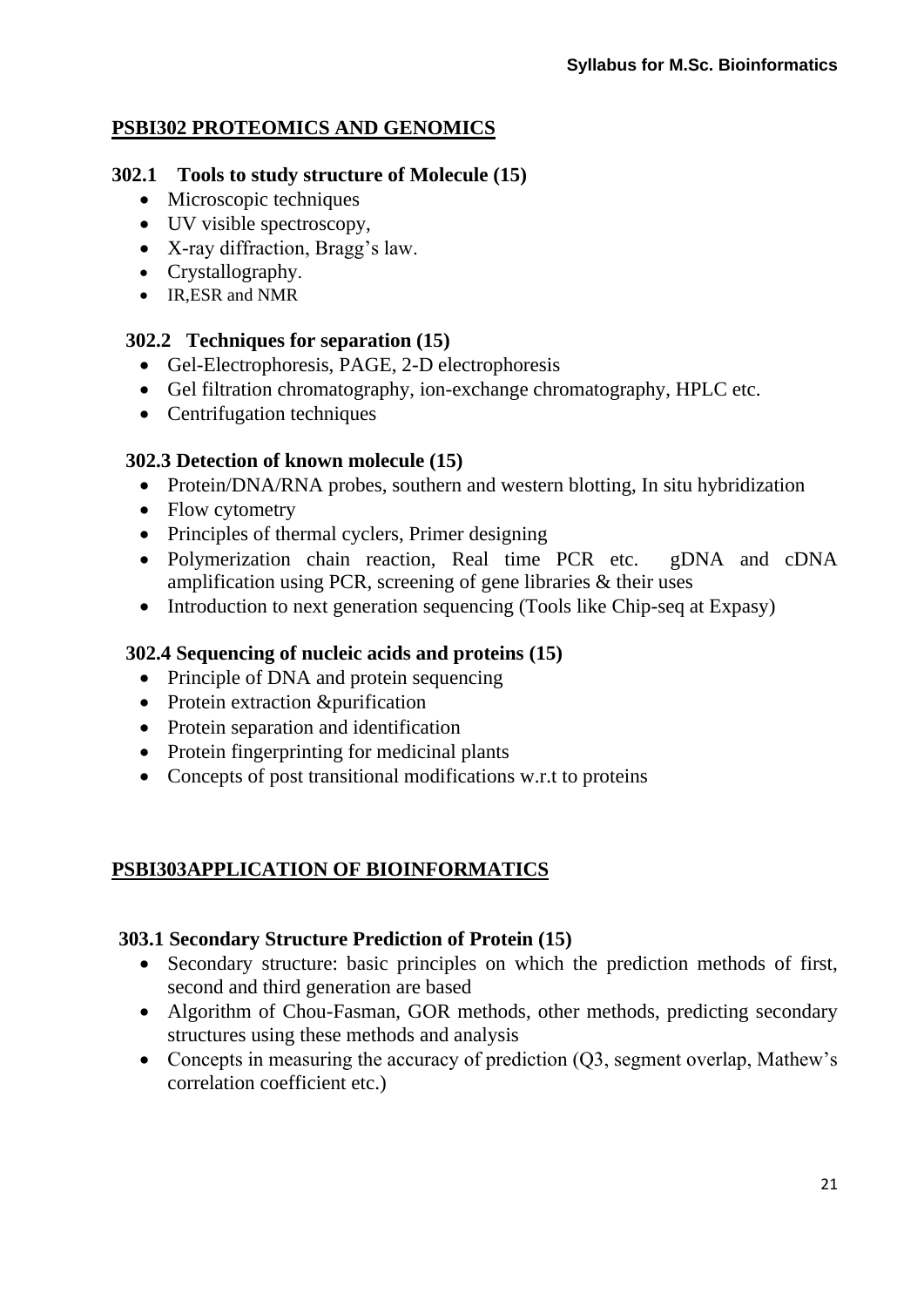## PSBI302 PROTEOMICS AND GENOMICS

### 302.1 Tools to study structure of Molecule (15)

- Microscopic techniques
- UV visible spectroscopy,
- X-ray diffraction, Bragg's law.
- Crystallography.
- IR,ESR and NMR

### 302.2 Techniques for separation (15)

- Gel-Electrophoresis, PAGE, 2-D electrophoresis
- Gel filtration chromatography, ion-exchange chromatography, HPLC etc.
- Centrifugation techniques

### 302.3 Detection of known molecule (15)

- Protein/DNA/RNA probes, southern and western blotting, In situ hybridization
- Flow cytometry
- Principles of thermal cyclers, Primer designing
- Polymerization chain reaction, Real time PCR etc. gDNA and cDNA amplification using PCR, screening of gene libraries & their uses
- Introduction to next generation sequencing (Tools like Chip-seq at Expasy)

### 302.4 Sequencing of nucleic acids and proteins (15)

- Principle of DNA and protein sequencing
- Protein extraction &purification
- Protein separation and identification
- Protein fingerprinting for medicinal plants
- Concepts of post transitional modifications w.r.t to proteins

## PSBI303APPLICATION OF BIOINFORMATICS

### 303.1 Secondary Structure Prediction of Protein (15)

- Secondary structure: basic principles on which the prediction methods of first, second and third generation are based
- Algorithm of Chou-Fasman, GOR methods, other methods, predicting secondary structures using these methods and analysis
- Concepts in measuring the accuracy of prediction (Q3, segment overlap, Mathew's correlation coefficient etc.)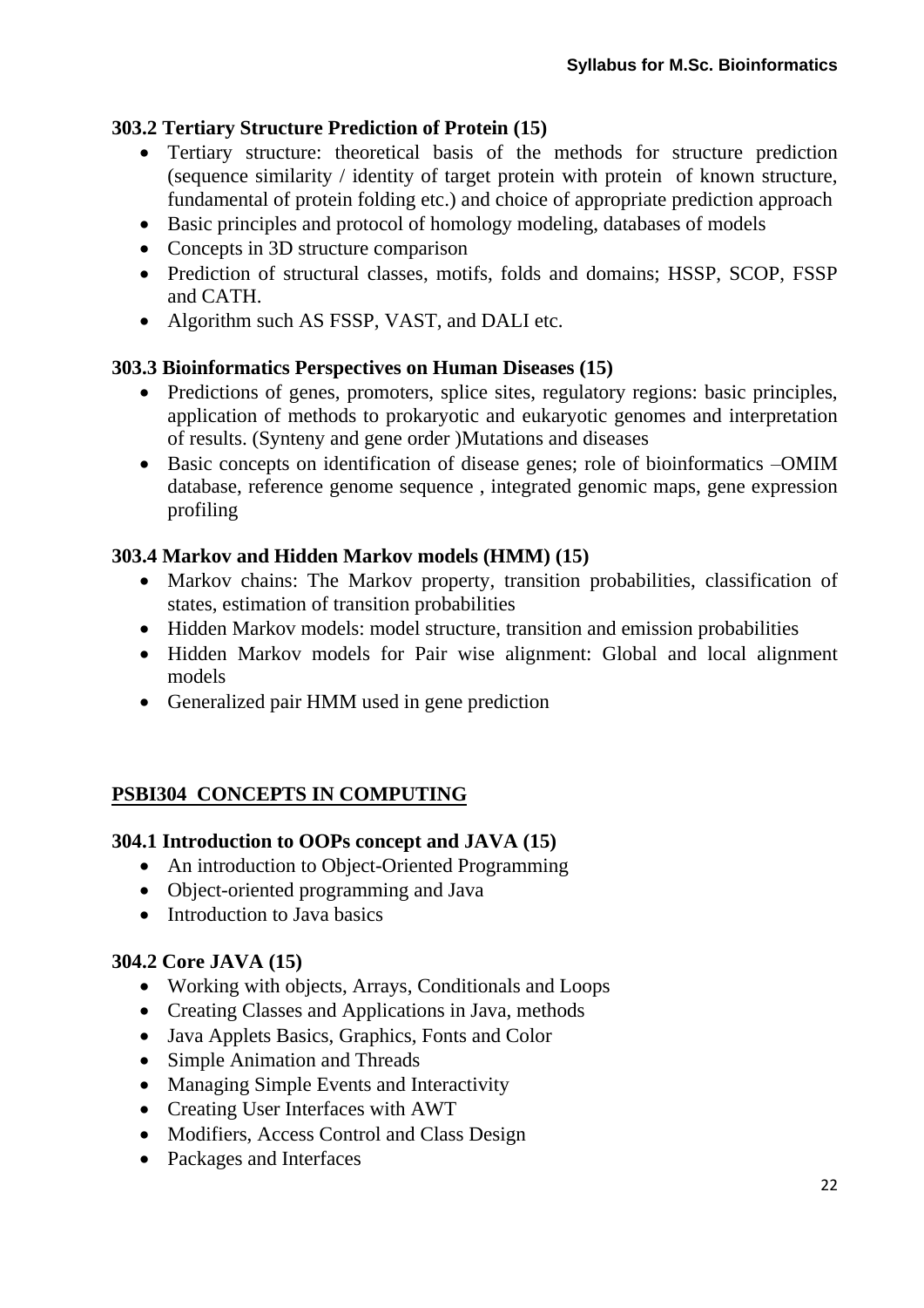### 303.2 Tertiary Structure Prediction of Protein (15)

- Tertiary structure: theoretical basis of the methods for structure prediction (sequence similarity / identity of target protein with protein of known structure, fundamental of protein folding etc.) and choice of appropriate prediction approach
- Basic principles and protocol of homology modeling, databases of models
- Concepts in 3D structure comparison
- Prediction of structural classes, motifs, folds and domains; HSSP, SCOP, FSSP and CATH.
- Algorithm such AS FSSP, VAST, and DALI etc.

### 303.3 Bioinformatics Perspectives on Human Diseases (15)

- Predictions of genes, promoters, splice sites, regulatory regions: basic principles, application of methods to prokaryotic and eukaryotic genomes and interpretation of results. (Synteny and gene order )Mutations and diseases
- Basic concepts on identification of disease genes; role of bioinformatics –OMIM database, reference genome sequence , integrated genomic maps, gene expression profiling

### 303.4 Markov and Hidden Markov models (HMM) (15)

- Markov chains: The Markov property, transition probabilities, classification of states, estimation of transition probabilities
- Hidden Markov models: model structure, transition and emission probabilities
- Hidden Markov models for Pair wise alignment: Global and local alignment models
- Generalized pair HMM used in gene prediction

## PSBI304 CONCEPTS IN COMPUTING

### 304.1 Introduction to OOPs concept and JAVA (15)

- An introduction to Object-Oriented Programming
- Object-oriented programming and Java
- Introduction to Java basics

### 304.2 Core JAVA (15)

- Working with objects, Arrays, Conditionals and Loops
- Creating Classes and Applications in Java, methods
- Java Applets Basics, Graphics, Fonts and Color
- Simple Animation and Threads
- Managing Simple Events and Interactivity
- Creating User Interfaces with AWT
- Modifiers, Access Control and Class Design
- Packages and Interfaces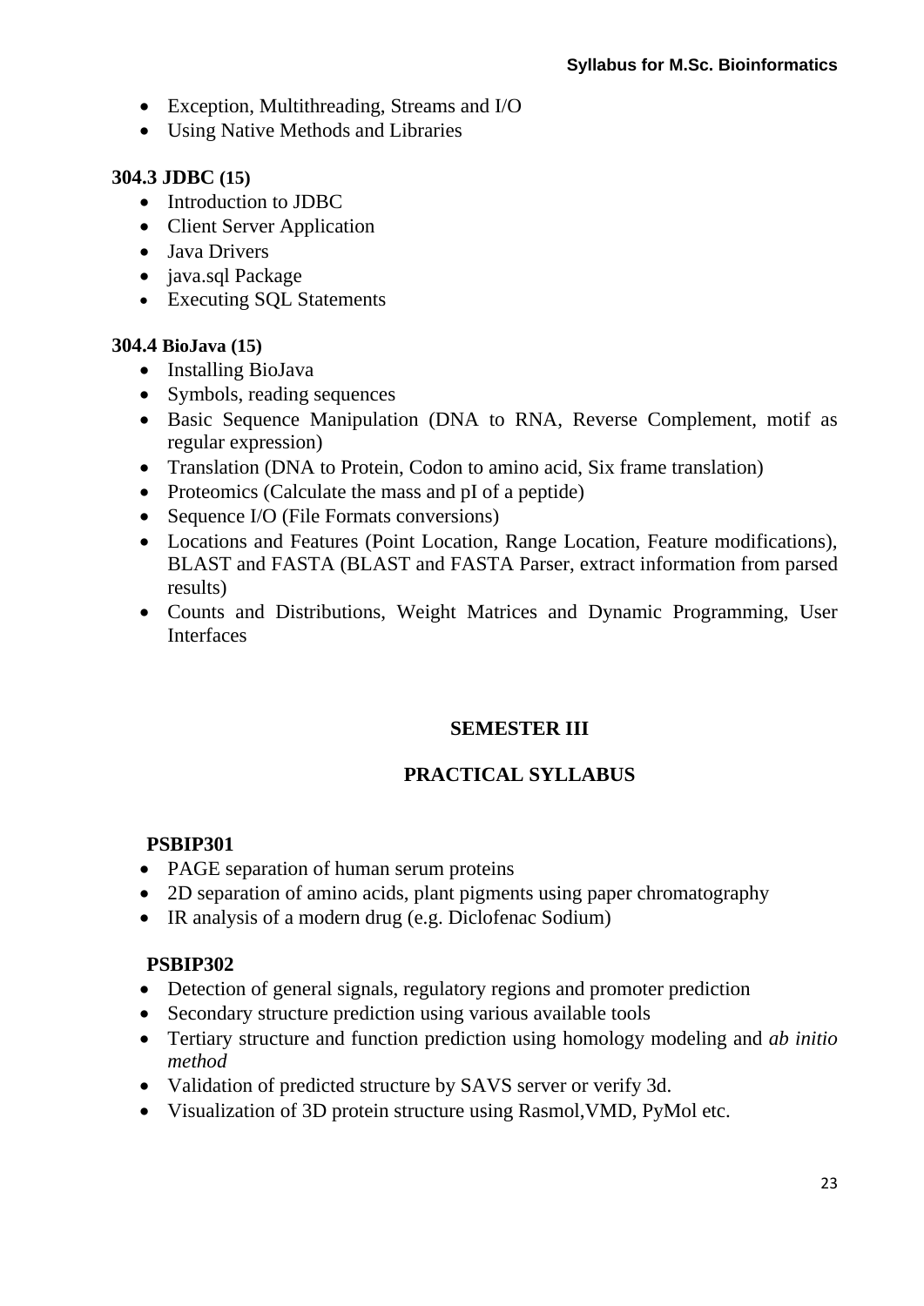- Exception, Multithreading, Streams and I/O
- Using Native Methods and Libraries

### 304.3 JDBC (15)

- Introduction to JDBC
- Client Server Application
- Java Drivers
- java.sql Package
- Executing SQL Statements

### 304.4 BioJava (15)

- Installing BioJava
- Symbols, reading sequences
- Basic Sequence Manipulation (DNA to RNA, Reverse Complement, motif as regular expression)
- Translation (DNA to Protein, Codon to amino acid, Six frame translation)
- Proteomics (Calculate the mass and pI of a peptide)
- Sequence I/O (File Formats conversions)
- Locations and Features (Point Location, Range Location, Feature modifications), BLAST and FASTA (BLAST and FASTA Parser, extract information from parsed results)
- Counts and Distributions, Weight Matrices and Dynamic Programming, User Interfaces

## SEMESTER III

## PRACTICAL SYLLABUS

### PSBIP301

- PAGE separation of human serum proteins
- 2D separation of amino acids, plant pigments using paper chromatography
- IR analysis of a modern drug (e.g. Diclofenac Sodium)

### PSBIP302

- Detection of general signals, regulatory regions and promoter prediction
- Secondary structure prediction using various available tools
- Tertiary structure and function prediction using homology modeling and *ab initio method*
- Validation of predicted structure by SAVS server or verify 3d.
- Visualization of 3D protein structure using Rasmol,VMD, PyMol etc.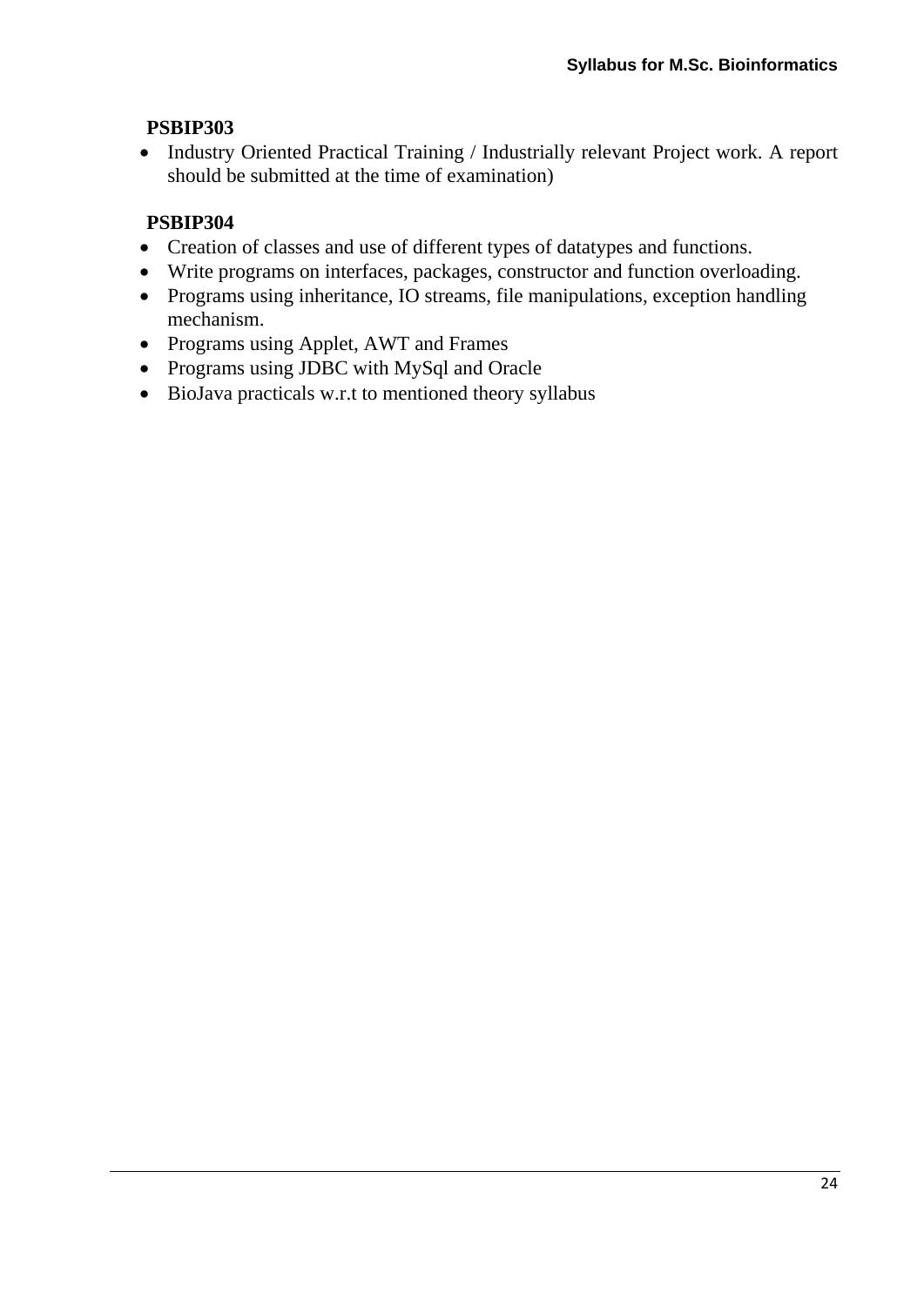**PSBIP303**

- Industry Oriented Practical Training / Industrially relevant Project work. A report should be submitted at the time of examination)

**PSBIP304**

- Creation of classes and use of different types of datatypes and functions.
- Write programs on interfaces, packages, constructor and function overloading.
- Programs using inheritance, IO streams, file manipulations, exception handling mechanism.
- Programs using Applet, AWT and Frames
- Programs using JDBC with MySql and Oracle
- BioJava practicals w.r.t to mentioned theory syllabus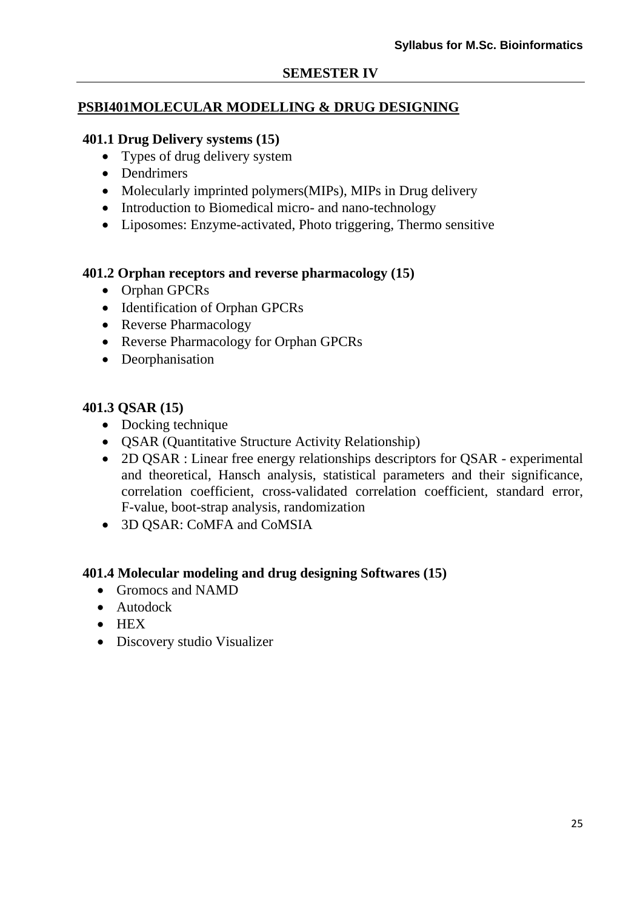## SEMESTER IV

## PSBI401MOLECULAR MODELLING & DRUG DESIGNING

### 401.1 Drug Delivery systems (15)

- Types of drug delivery system
- Dendrimers
- Molecularly imprinted polymers(MIPs), MIPs in Drug delivery
- Introduction to Biomedical micro- and nano-technology
- Liposomes: Enzyme-activated, Photo triggering, Thermo sensitive

### 401.2 Orphan receptors and reverse pharmacology (15)

- Orphan GPCRs
- Identification of Orphan GPCRs
- Reverse Pharmacology
- Reverse Pharmacology for Orphan GPCRs
- Deorphanisation

### 401.3 QSAR (15)

- Docking technique
- QSAR (Quantitative Structure Activity Relationship)
- 2D QSAR : Linear free energy relationships descriptors for QSAR - experimental and theoretical, Hansch analysis, statistical parameters and their significance, correlation coefficient, cross-validated correlation coefficient, standard error, F-value, boot-strap analysis, randomization
- 3D QSAR: CoMFA and CoMSIA

### 401.4 Molecular modeling and drug designing Softwares (15)

- Gromocs and NAMD
- Autodock
- HEX
- Discovery studio Visualizer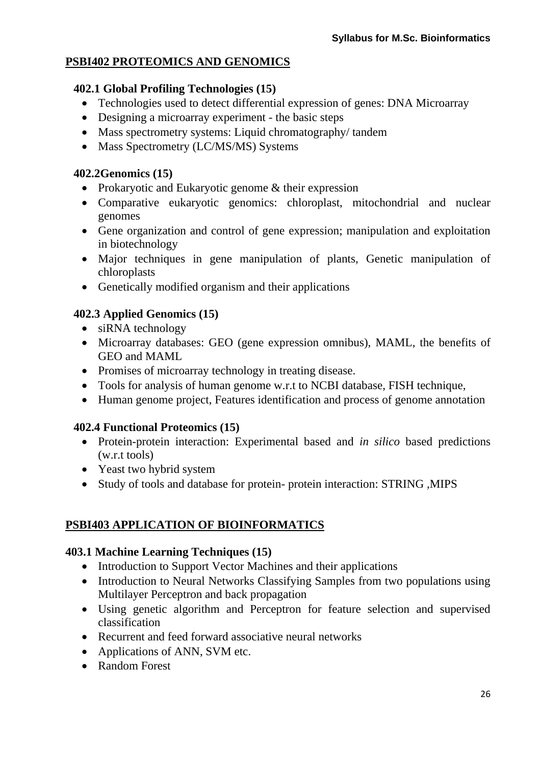## PSBI402 PROTEOMICS AND GENOMICS

### 402.1 Global Profiling Technologies (15)

- Technologies used to detect differential expression of genes: DNA Microarray
- Designing a microarray experiment - the basic steps
- Mass spectrometry systems: Liquid chromatography/ tandem
- Mass Spectrometry (LC/MS/MS) Systems

### 402.2Genomics (15)

- Prokaryotic and Eukaryotic genome & their expression
- Comparative eukaryotic genomics: chloroplast, mitochondrial and nuclear genomes
- Gene organization and control of gene expression; manipulation and exploitation in biotechnology
- Major techniques in gene manipulation of plants, Genetic manipulation of chloroplasts
- Genetically modified organism and their applications

### 402.3 Applied Genomics (15)

- siRNA technology
- Microarray databases: GEO (gene expression omnibus), MAML, the benefits of GEO and MAML
- Promises of microarray technology in treating disease.
- Tools for analysis of human genome w.r.t to NCBI database, FISH technique,
- Human genome project, Features identification and process of genome annotation

### 402.4 Functional Proteomics (15)

- Protein-protein interaction: Experimental based and *in silico* based predictions (w.r.t tools)
- Yeast two hybrid system
- Study of tools and database for protein- protein interaction: STRING ,MIPS

## PSBI403 APPLICATION OF BIOINFORMATICS

### 403.1 Machine Learning Techniques (15)

- Introduction to Support Vector Machines and their applications
- Introduction to Neural Networks Classifying Samples from two populations using Multilayer Perceptron and back propagation
- Using genetic algorithm and Perceptron for feature selection and supervised classification
- Recurrent and feed forward associative neural networks
- Applications of ANN, SVM etc.
- Random Forest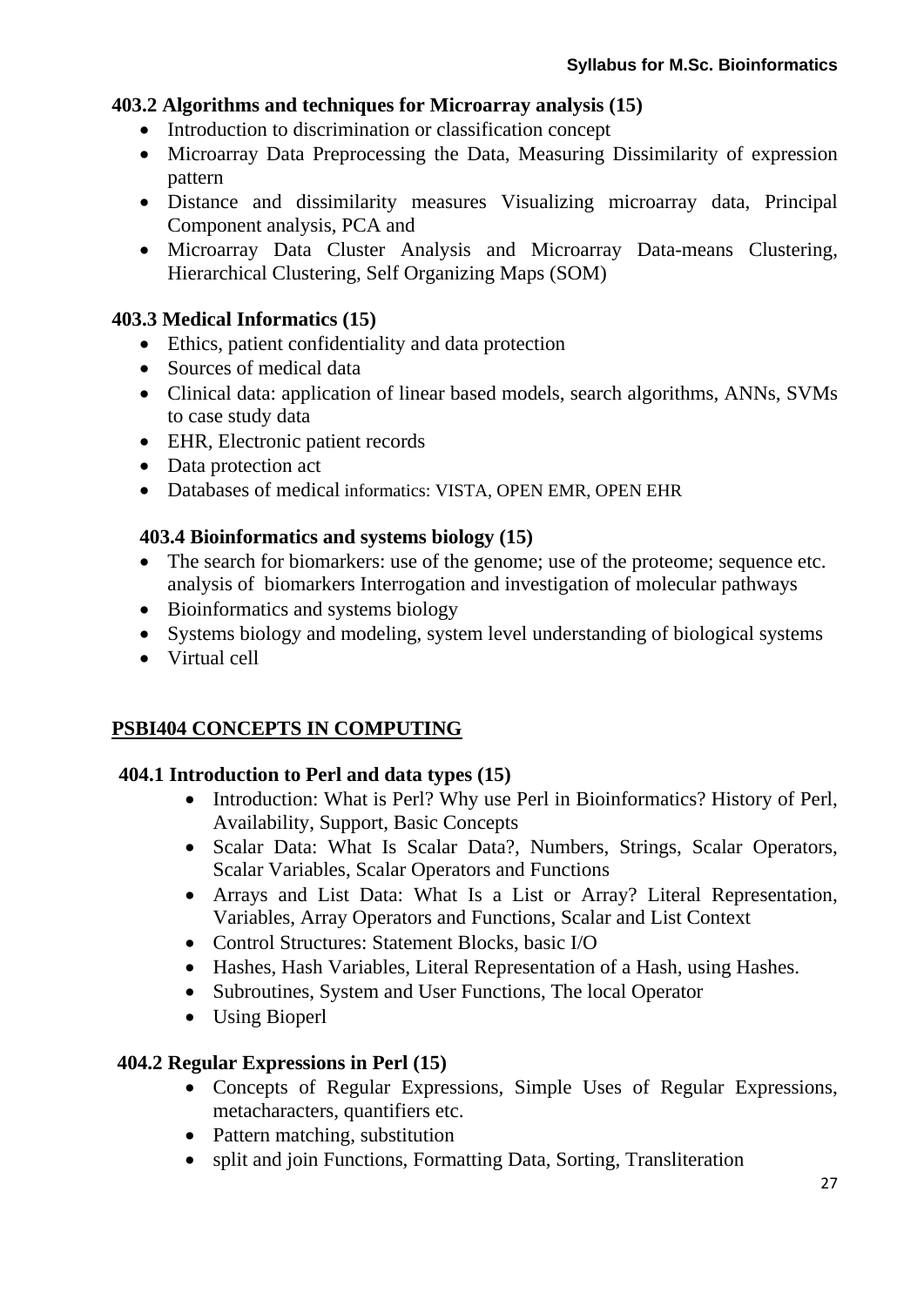### 403.2 Algorithms and techniques for Microarray analysis (15)

- Introduction to discrimination or classification concept
- Microarray Data Preprocessing the Data, Measuring Dissimilarity of expression pattern
- Distance and dissimilarity measures Visualizing microarray data, Principal Component analysis, PCA and
- Microarray Data Cluster Analysis and Microarray Data-means Clustering, Hierarchical Clustering, Self Organizing Maps (SOM)

### 403.3 Medical Informatics (15)

- Ethics, patient confidentiality and data protection
- Sources of medical data
- Clinical data: application of linear based models, search algorithms, ANNs, SVMs to case study data
- EHR, Electronic patient records
- Data protection act
- Databases of medical informatics: VISTA, OPEN EMR, OPEN EHR

### 403.4 Bioinformatics and systems biology (15)

- The search for biomarkers: use of the genome; use of the proteome; sequence etc. analysis of biomarkers Interrogation and investigation of molecular pathways
- Bioinformatics and systems biology
- Systems biology and modeling, system level understanding of biological systems
- Virtual cell

## PSBI404 CONCEPTS IN COMPUTING

### 404.1 Introduction to Perl and data types (15)

- Introduction: What is Perl? Why use Perl in Bioinformatics? History of Perl, Availability, Support, Basic Concepts
- Scalar Data: What Is Scalar Data?, Numbers, Strings, Scalar Operators, Scalar Variables, Scalar Operators and Functions
- Arrays and List Data: What Is a List or Array? Literal Representation, Variables, Array Operators and Functions, Scalar and List Context
- Control Structures: Statement Blocks, basic I/O
- Hashes, Hash Variables, Literal Representation of a Hash, using Hashes.
- Subroutines, System and User Functions, The local Operator
- Using Bioperl

### 404.2 Regular Expressions in Perl (15)

- Concepts of Regular Expressions, Simple Uses of Regular Expressions, metacharacters, quantifiers etc.
- Pattern matching, substitution
- split and join Functions, Formatting Data, Sorting, Transliteration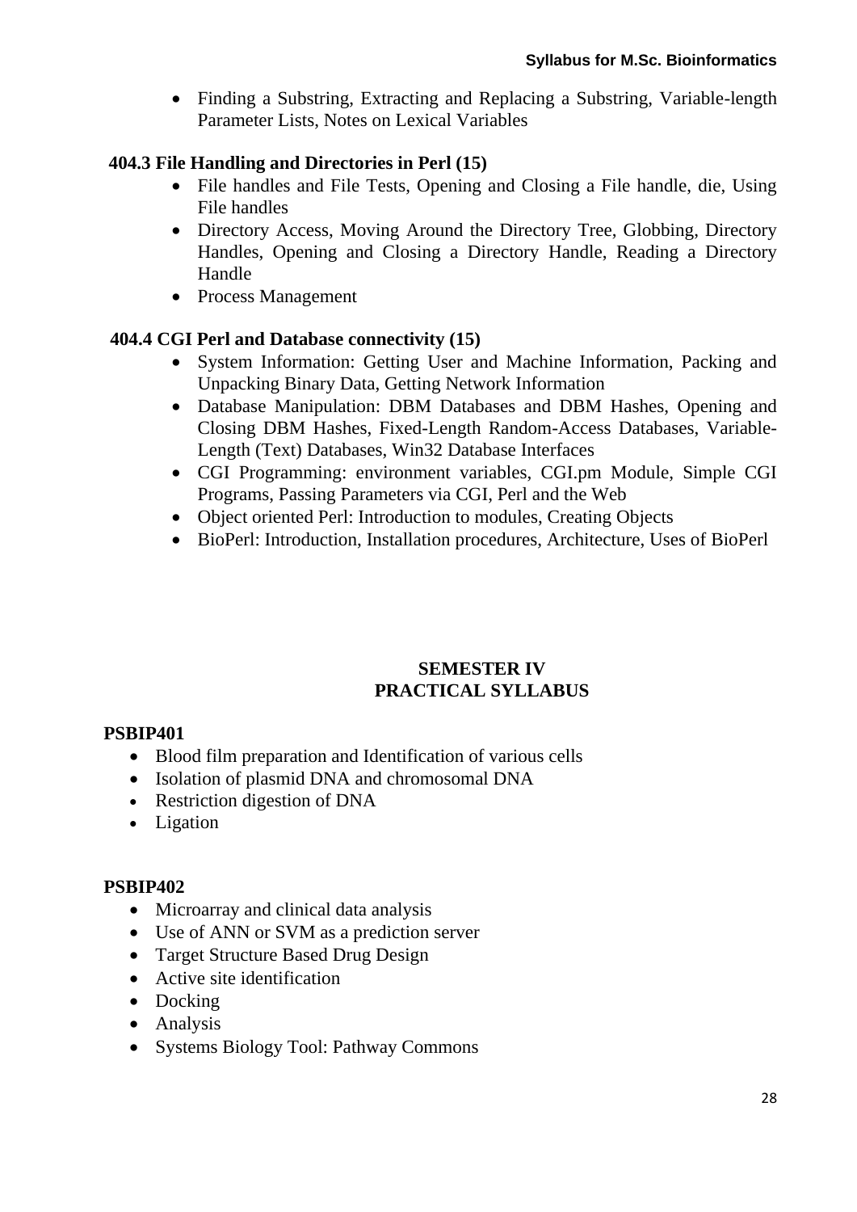- Finding a Substring, Extracting and Replacing a Substring, Variable-length Parameter Lists, Notes on Lexical Variables

### 404.3 File Handling and Directories in Perl (15)

- File handles and File Tests, Opening and Closing a File handle, die, Using File handles
- Directory Access, Moving Around the Directory Tree, Globbing, Directory Handles, Opening and Closing a Directory Handle, Reading a Directory Handle
- Process Management

### 404.4 CGI Perl and Database connectivity (15)

- System Information: Getting User and Machine Information, Packing and Unpacking Binary Data, Getting Network Information
- Database Manipulation: DBM Databases and DBM Hashes, Opening and Closing DBM Hashes, Fixed-Length Random-Access Databases, Variable-Length (Text) Databases, Win32 Database Interfaces
- CGI Programming: environment variables, CGI.pm Module, Simple CGI Programs, Passing Parameters via CGI, Perl and the Web
- Object oriented Perl: Introduction to modules, Creating Objects
- BioPerl: Introduction, Installation procedures, Architecture, Uses of BioPerl

## SEMESTER IV
## PRACTICAL SYLLABUS

### PSBIP401

- Blood film preparation and Identification of various cells
- Isolation of plasmid DNA and chromosomal DNA
- Restriction digestion of DNA
- Ligation

### PSBIP402

- Microarray and clinical data analysis
- Use of ANN or SVM as a prediction server
- Target Structure Based Drug Design
- Active site identification
- Docking
- Analysis
- Systems Biology Tool: Pathway Commons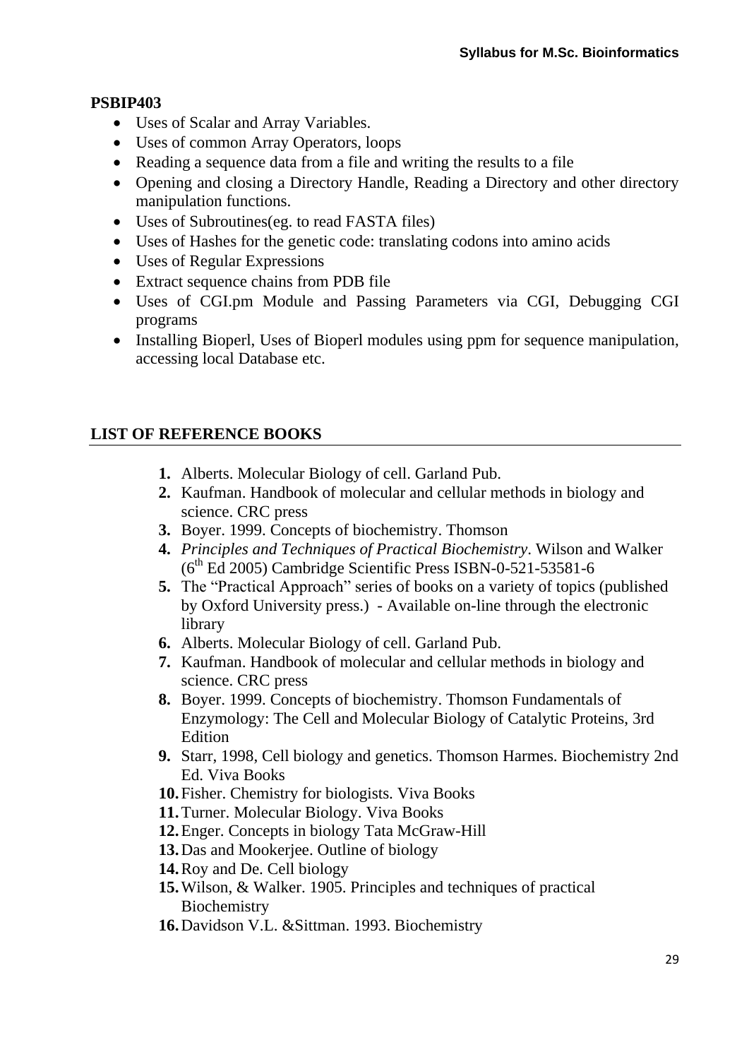**PSBIP403**

- Uses of Scalar and Array Variables.
- Uses of common Array Operators, loops
- Reading a sequence data from a file and writing the results to a file
- Opening and closing a Directory Handle, Reading a Directory and other directory manipulation functions.
- Uses of Subroutines(eg. to read FASTA files)
- Uses of Hashes for the genetic code: translating codons into amino acids
- Uses of Regular Expressions
- Extract sequence chains from PDB file
- Uses of CGI.pm Module and Passing Parameters via CGI, Debugging CGI programs
- Installing Bioperl, Uses of Bioperl modules using ppm for sequence manipulation, accessing local Database etc.

## LIST OF REFERENCE BOOKS

1. Alberts. Molecular Biology of cell. Garland Pub.
2. Kaufman. Handbook of molecular and cellular methods in biology and science. CRC press
3. Boyer. 1999. Concepts of biochemistry. Thomson
4. *Principles and Techniques of Practical Biochemistry*. Wilson and Walker ($6^{th}$ Ed 2005) Cambridge Scientific Press ISBN-0-521-53581-6
5. The "Practical Approach" series of books on a variety of topics (published by Oxford University press.) - Available on-line through the electronic library
6. Alberts. Molecular Biology of cell. Garland Pub.
7. Kaufman. Handbook of molecular and cellular methods in biology and science. CRC press
8. Boyer. 1999. Concepts of biochemistry. Thomson Fundamentals of Enzymology: The Cell and Molecular Biology of Catalytic Proteins, 3rd Edition
9. Starr, 1998, Cell biology and genetics. Thomson Harmes. Biochemistry 2nd Ed. Viva Books
10. Fisher. Chemistry for biologists. Viva Books
11. Turner. Molecular Biology. Viva Books
12. Enger. Concepts in biology Tata McGraw-Hill
13. Das and Mookerjee. Outline of biology
14. Roy and De. Cell biology
15. Wilson, & Walker. 1905. Principles and techniques of practical Biochemistry
16. Davidson V.L. &Sittman. 1993. Biochemistry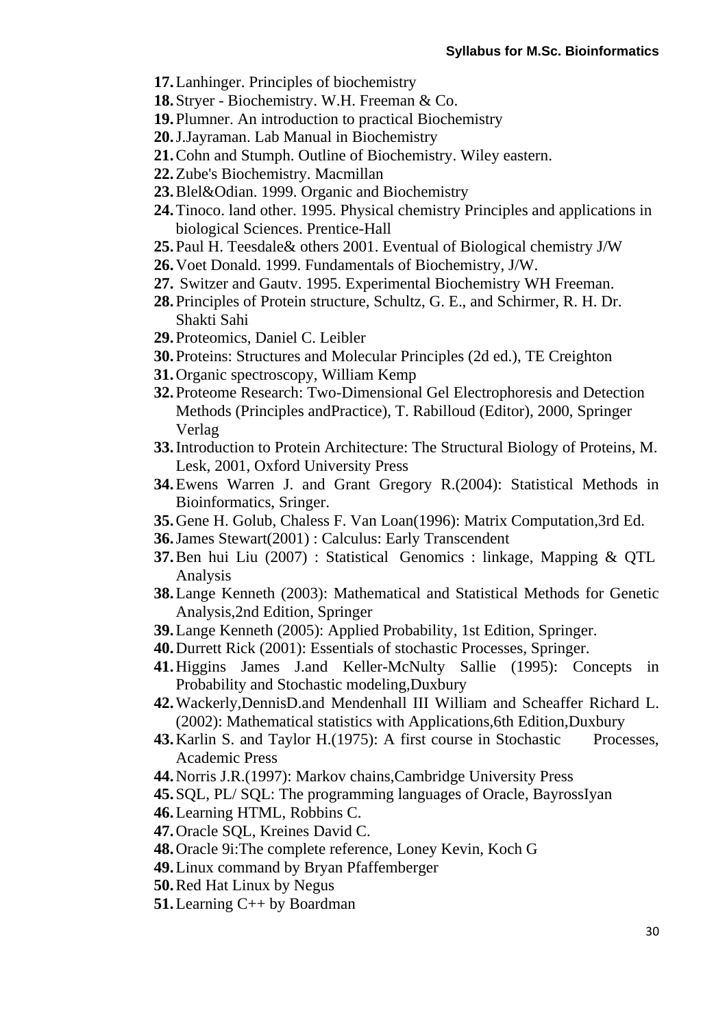17. Lanhinger. Principles of biochemistry
18. Stryer - Biochemistry. W.H. Freeman & Co.
19. Plumner. An introduction to practical Biochemistry
20. J.Jayraman. Lab Manual in Biochemistry
21. Cohn and Stumph. Outline of Biochemistry. Wiley eastern.
22. Zube's Biochemistry. Macmillan
23. Blel&Odian. 1999. Organic and Biochemistry
24. Tinoco. land other. 1995. Physical chemistry Principles and applications in biological Sciences. Prentice-Hall
25. Paul H. Teesdale& others 2001. Eventual of Biological chemistry J/W
26. Voet Donald. 1999. Fundamentals of Biochemistry, J/W.
27. Switzer and Gautv. 1995. Experimental Biochemistry WH Freeman.
28. Principles of Protein structure, Schultz, G. E., and Schirmer, R. H. Dr. Shakti Sahi
29. Proteomics, Daniel C. Leibler
30. Proteins: Structures and Molecular Principles (2d ed.), TE Creighton
31. Organic spectroscopy, William Kemp
32. Proteome Research: Two-Dimensional Gel Electrophoresis and Detection Methods (Principles andPractice), T. Rabilloud (Editor), 2000, Springer Verlag
33. Introduction to Protein Architecture: The Structural Biology of Proteins, M. Lesk, 2001, Oxford University Press
34. Ewens Warren J. and Grant Gregory R.(2004): Statistical Methods in Bioinformatics, Sringer.
35. Gene H. Golub, Chaless F. Van Loan(1996): Matrix Computation,3rd Ed.
36. James Stewart(2001) : Calculus: Early Transcendent
37. Ben hui Liu (2007) : Statistical Genomics : linkage, Mapping & QTL Analysis
38. Lange Kenneth (2003): Mathematical and Statistical Methods for Genetic Analysis,2nd Edition, Springer
39. Lange Kenneth (2005): Applied Probability, 1st Edition, Springer.
40. Durrett Rick (2001): Essentials of stochastic Processes, Springer.
41. Higgins James J.and Keller-McNulty Sallie (1995): Concepts in Probability and Stochastic modeling,Duxbury
42. Wackerly,DennisD.and Mendenhall III William and Scheaffer Richard L. (2002): Mathematical statistics with Applications,6th Edition,Duxbury
43. Karlin S. and Taylor H.(1975): A first course in Stochastic Processes, Academic Press
44. Norris J.R.(1997): Markov chains,Cambridge University Press
45. SQL, PL/ SQL: The programming languages of Oracle, BayrossIyan
46. Learning HTML, Robbins C.
47. Oracle SQL, Kreines David C.
48. Oracle 9i:The complete reference, Loney Kevin, Koch G
49. Linux command by Bryan Pfaffemberger
50. Red Hat Linux by Negus
51. Learning C++ by Boardman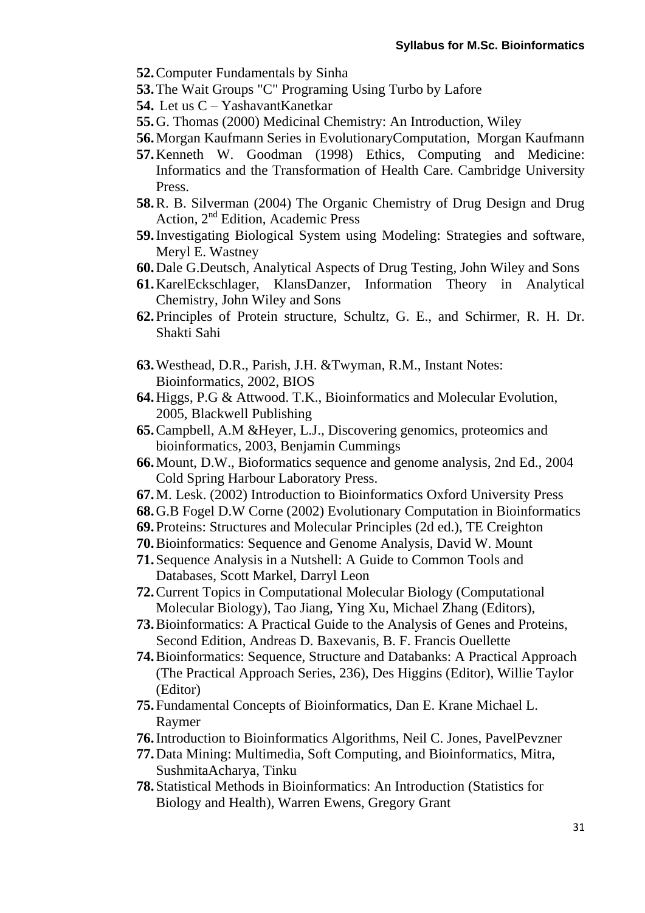52. Computer Fundamentals by Sinha
53. The Wait Groups "C" Programing Using Turbo by Lafore
54. Let us C – YashavantKanetkar
55. G. Thomas (2000) Medicinal Chemistry: An Introduction, Wiley
56. Morgan Kaufmann Series in EvolutionaryComputation, Morgan Kaufmann
57. Kenneth W. Goodman (1998) Ethics, Computing and Medicine: Informatics and the Transformation of Health Care. Cambridge University Press.
58. R. B. Silverman (2004) The Organic Chemistry of Drug Design and Drug Action, 2nd Edition, Academic Press
59. Investigating Biological System using Modeling: Strategies and software, Meryl E. Wastney
60. Dale G.Deutsch, Analytical Aspects of Drug Testing, John Wiley and Sons
61. KarelEckschlager, KlansDanzer, Information Theory in Analytical Chemistry, John Wiley and Sons
62. Principles of Protein structure, Schultz, G. E., and Schirmer, R. H. Dr. Shakti Sahi

63. Westhead, D.R., Parish, J.H. &Twyman, R.M., Instant Notes: Bioinformatics, 2002, BIOS
64. Higgs, P.G & Attwood. T.K., Bioinformatics and Molecular Evolution, 2005, Blackwell Publishing
65. Campbell, A.M &Heyer, L.J., Discovering genomics, proteomics and bioinformatics, 2003, Benjamin Cummings
66. Mount, D.W., Bioformatics sequence and genome analysis, 2nd Ed., 2004 Cold Spring Harbour Laboratory Press.
67. M. Lesk. (2002) Introduction to Bioinformatics Oxford University Press
68. G.B Fogel D.W Corne (2002) Evolutionary Computation in Bioinformatics
69. Proteins: Structures and Molecular Principles (2d ed.), TE Creighton
70. Bioinformatics: Sequence and Genome Analysis, David W. Mount
71. Sequence Analysis in a Nutshell: A Guide to Common Tools and Databases, Scott Markel, Darryl Leon
72. Current Topics in Computational Molecular Biology (Computational Molecular Biology), Tao Jiang, Ying Xu, Michael Zhang (Editors),
73. Bioinformatics: A Practical Guide to the Analysis of Genes and Proteins, Second Edition, Andreas D. Baxevanis, B. F. Francis Ouellette
74. Bioinformatics: Sequence, Structure and Databanks: A Practical Approach (The Practical Approach Series, 236), Des Higgins (Editor), Willie Taylor (Editor)
75. Fundamental Concepts of Bioinformatics, Dan E. Krane Michael L. Raymer
76. Introduction to Bioinformatics Algorithms, Neil C. Jones, PavelPevzner
77. Data Mining: Multimedia, Soft Computing, and Bioinformatics, Mitra, SushmitaAcharya, Tinku
78. Statistical Methods in Bioinformatics: An Introduction (Statistics for Biology and Health), Warren Ewens, Gregory Grant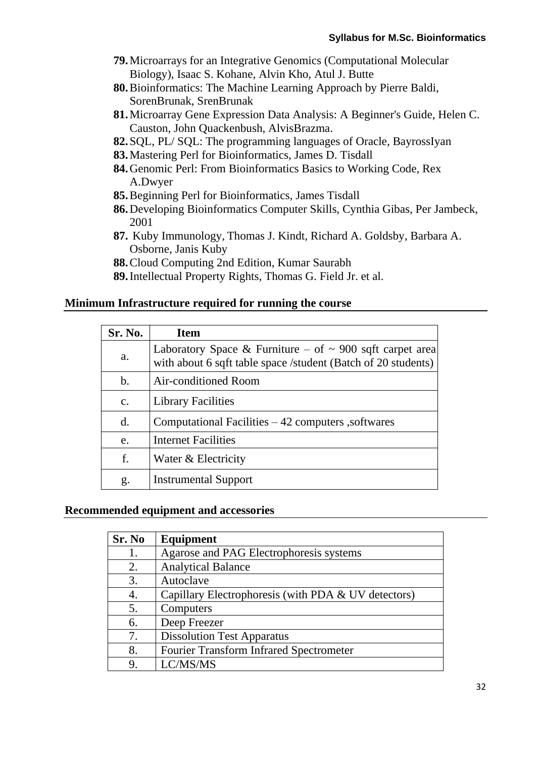79. Microarrays for an Integrative Genomics (Computational Molecular Biology), Isaac S. Kohane, Alvin Kho, Atul J. Butte
80. Bioinformatics: The Machine Learning Approach by Pierre Baldi, SorenBrunak, SrenBrunak
81. Microarray Gene Expression Data Analysis: A Beginner's Guide, Helen C. Causton, John Quackenbush, AlvisBrazma.
82. SQL, PL/ SQL: The programming languages of Oracle, BayrossIyan
83. Mastering Perl for Bioinformatics, James D. Tisdall
84. Genomic Perl: From Bioinformatics Basics to Working Code, Rex A.Dwyer
85. Beginning Perl for Bioinformatics, James Tisdall
86. Developing Bioinformatics Computer Skills, Cynthia Gibas, Per Jambeck, 2001
87. Kuby Immunology, Thomas J. Kindt, Richard A. Goldsby, Barbara A. Osborne, Janis Kuby
88. Cloud Computing 2nd Edition, Kumar Saurabh
89. Intellectual Property Rights, Thomas G. Field Jr. et al.

## Minimum Infrastructure required for running the course

| Sr. No. | Item |
|---|---|
| a. | Laboratory Space & Furniture – of ~ 900 sqft carpet area with about 6 sqft table space /student (Batch of 20 students) |
| b. | Air-conditioned Room |
| c. | Library Facilities |
| d. | Computational Facilities – 42 computers ,softwares |
| e. | Internet Facilities |
| f. | Water & Electricity |
| g. | Instrumental Support |

## Recommended equipment and accessories

| Sr. No | Equipment |
|---|---|
| 1. | Agarose and PAG Electrophoresis systems |
| 2. | Analytical Balance |
| 3. | Autoclave |
| 4. | Capillary Electrophoresis (with PDA & UV detectors) |
| 5. | Computers |
| 6. | Deep Freezer |
| 7. | Dissolution Test Apparatus |
| 8. | Fourier Transform Infrared Spectrometer |
| 9. | LC/MS/MS |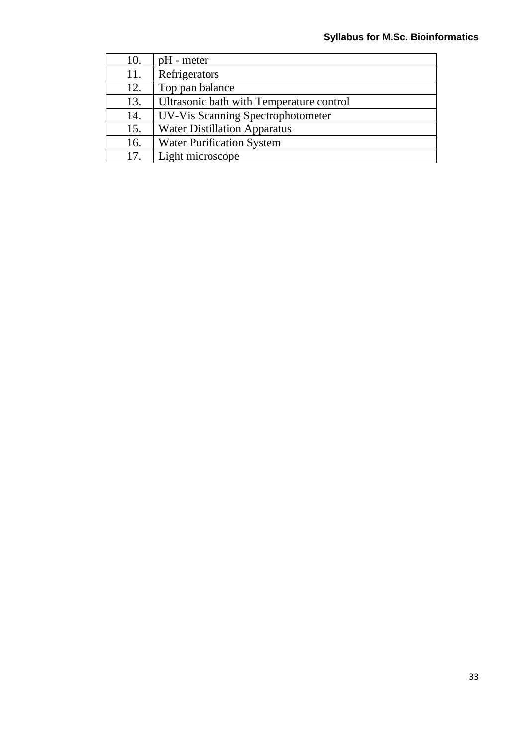| | |
|---|---|
| 10. | pH - meter |
| 11. | Refrigerators |
| 12. | Top pan balance |
| 13. | Ultrasonic bath with Temperature control |
| 14. | UV-Vis Scanning Spectrophotometer |
| 15. | Water Distillation Apparatus |
| 16. | Water Purification System |
| 17. | Light microscope |